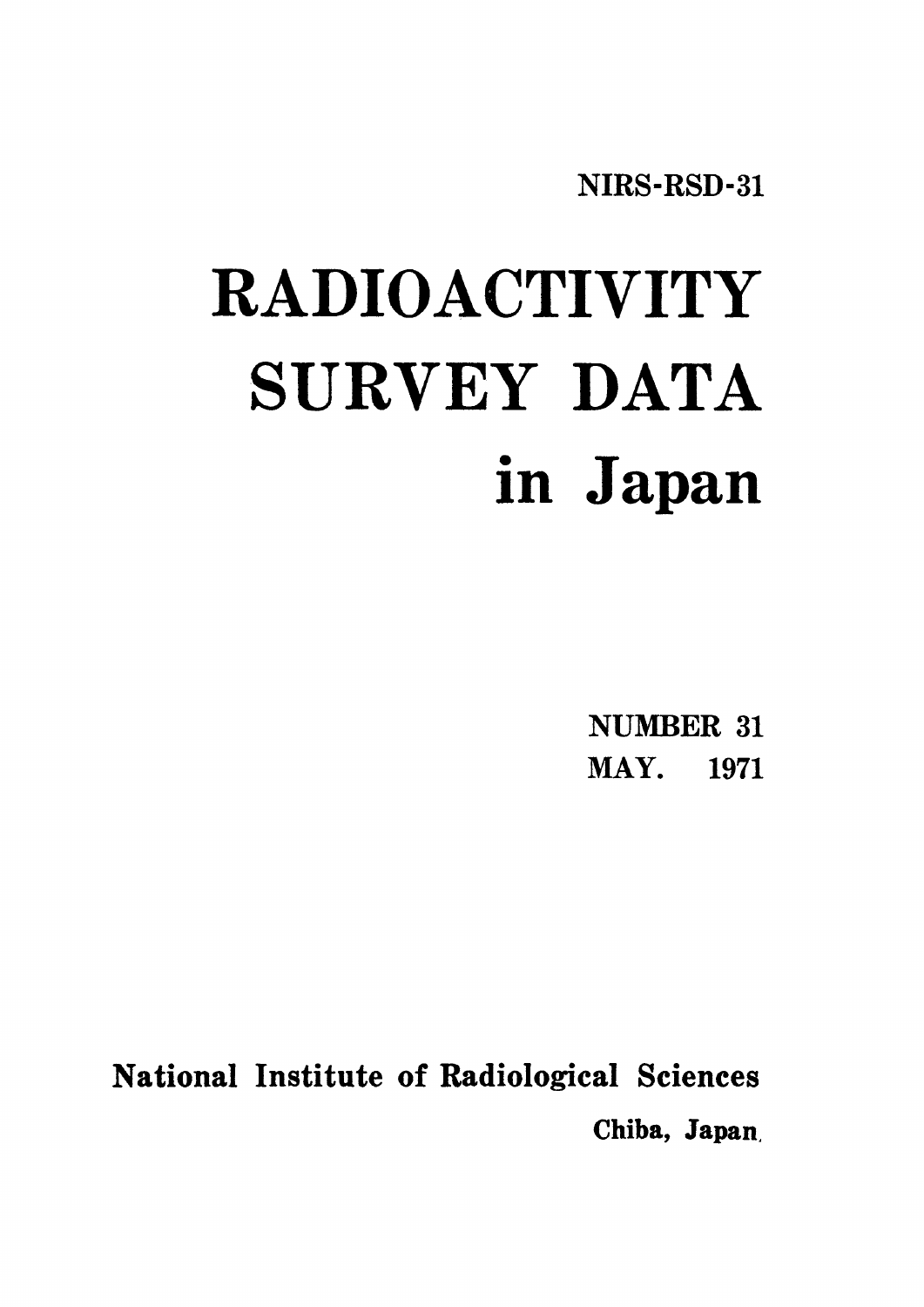NIRS-RSD-31

# RADIOACTIVITY SURVEY DATA in Japan

NUMBER 31

MAY. 1971

National Institute of Radiological Sciences

Chiba, Japan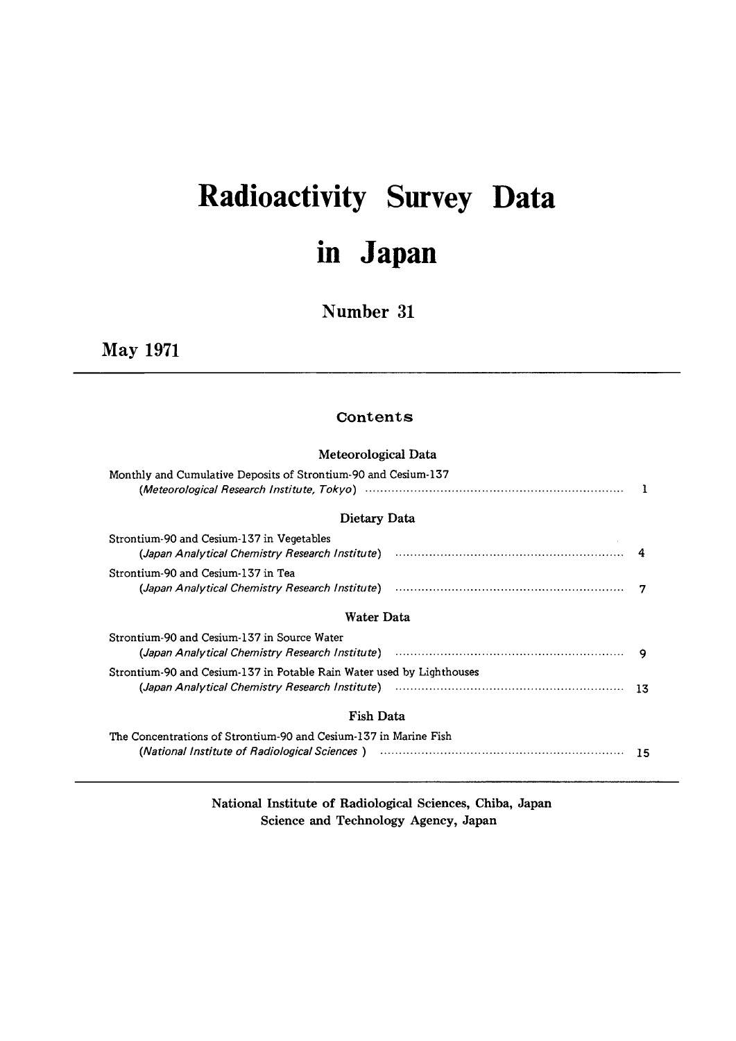# Radioactivity Survey Data in Japan

## Number 31

**May 1971**

### Contents

#### Meteorological Data

Monthly and Cumulative Deposits of Strontium-90 and Cesium-137
*(Meteorological Research Institute, Tokyo)* ..... 1

#### Dietary Data

Strontium-90 and Cesium-137 in Vegetables
*(Japan Analytical Chemistry Research Institute)* ..... 4

Strontium-90 and Cesium-137 in Tea
*(Japan Analytical Chemistry Research Institute)* ..... 7

#### Water Data

Strontium-90 and Cesium-137 in Source Water
*(Japan Analytical Chemistry Research Institute)* ..... 9

Strontium-90 and Cesium-137 in Potable Rain Water used by Lighthouses
*(Japan Analytical Chemistry Research Institute)* ..... 13

#### Fish Data

The Concentrations of Strontium-90 and Cesium-137 in Marine Fish
*(National Institute of Radiological Sciences)* ..... 15

---

**National Institute of Radiological Sciences, Chiba, Japan**
**Science and Technology Agency, Japan**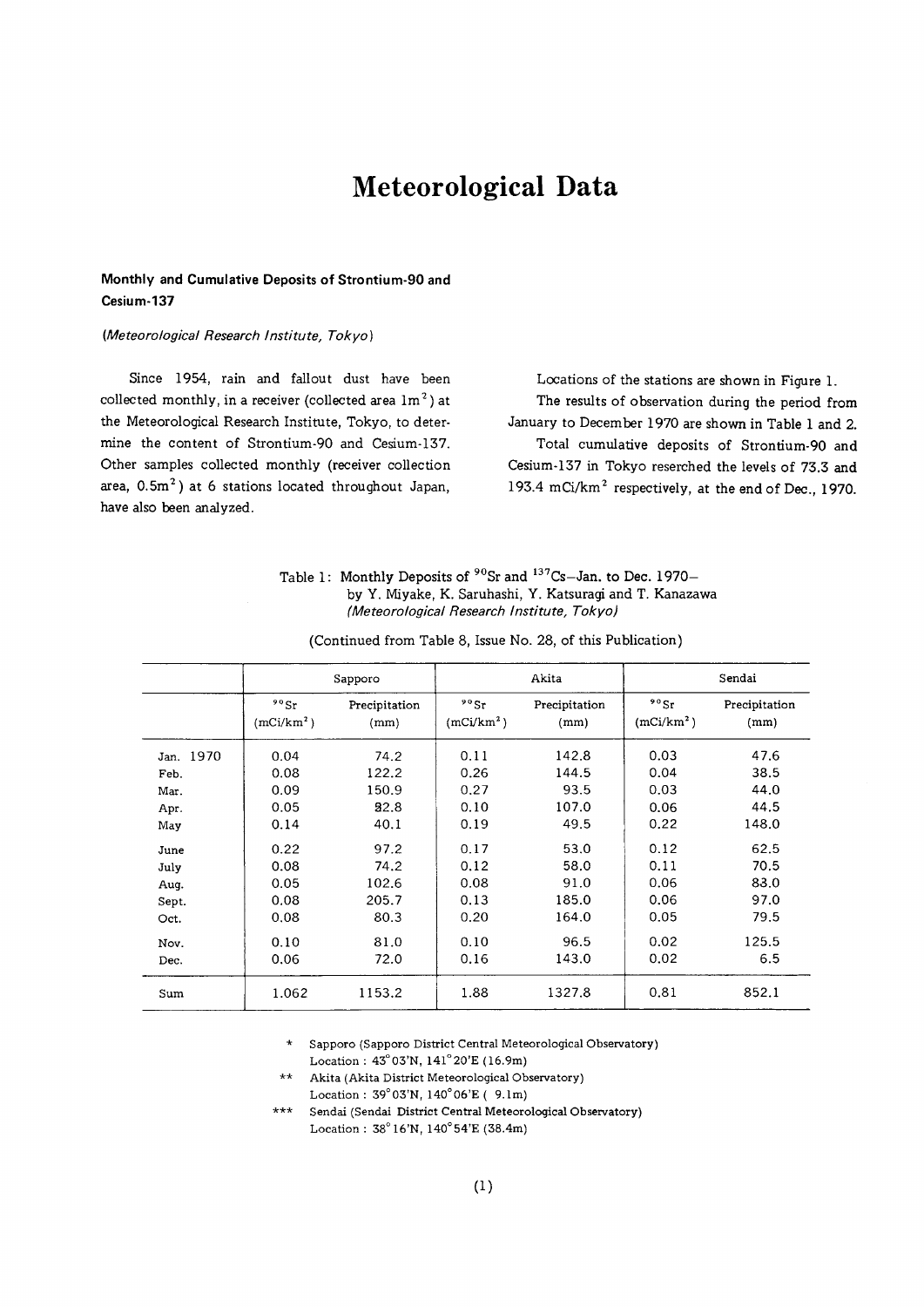# Meteorological Data

### Monthly and Cumulative Deposits of Strontium-90 and Cesium-137

*(Meteorological Research Institute, Tokyo)*

Since 1954, rain and fallout dust have been collected monthly, in a receiver (collected area $1m^2$) at the Meteorological Research Institute, Tokyo, to determine the content of Strontium-90 and Cesium-137. Other samples collected monthly (receiver collection area, $0.5m^2$) at 6 stations located throughout Japan, have also been analyzed.

Locations of the stations are shown in Figure 1.

The results of observation during the period from January to December 1970 are shown in Table 1 and 2.

Total cumulative deposits of Strontium-90 and Cesium-137 in Tokyo reserched the levels of 73.3 and 193.4 mCi/km$^2$ respectively, at the end of Dec., 1970.

Table 1: Monthly Deposits of $^{90}$Sr and $^{137}$Cs–Jan. to Dec. 1970– by Y. Miyake, K. Saruhashi, Y. Katsuragi and T. Kanazawa *(Meteorological Research Institute, Tokyo)*

(Continued from Table 8, Issue No. 28, of this Publication)

| | Sapporo | | Akita | | Sendai | |
|---|---|---|---|---|---|---|
| | $^{90}$Sr (mCi/km$^2$) | Precipitation (mm) | $^{90}$Sr (mCi/km$^2$) | Precipitation (mm) | $^{90}$Sr (mCi/km$^2$) | Precipitation (mm) |
| Jan. 1970 | 0.04 | 74.2 | 0.11 | 142.8 | 0.03 | 47.6 |
| Feb. | 0.08 | 122.2 | 0.26 | 144.5 | 0.04 | 38.5 |
| Mar. | 0.09 | 150.9 | 0.27 | 93.5 | 0.03 | 44.0 |
| Apr. | 0.05 | 82.8 | 0.10 | 107.0 | 0.06 | 44.5 |
| May | 0.14 | 40.1 | 0.19 | 49.5 | 0.22 | 148.0 |
| June | 0.22 | 97.2 | 0.17 | 53.0 | 0.12 | 62.5 |
| July | 0.08 | 74.2 | 0.12 | 58.0 | 0.11 | 70.5 |
| Aug. | 0.05 | 102.6 | 0.08 | 91.0 | 0.06 | 83.0 |
| Sept. | 0.08 | 205.7 | 0.13 | 185.0 | 0.06 | 97.0 |
| Oct. | 0.08 | 80.3 | 0.20 | 164.0 | 0.05 | 79.5 |
| Nov. | 0.10 | 81.0 | 0.10 | 96.5 | 0.02 | 125.5 |
| Dec. | 0.06 | 72.0 | 0.16 | 143.0 | 0.02 | 6.5 |
| Sum | 1.062 | 1153.2 | 1.88 | 1327.8 | 0.81 | 852.1 |

\* Sapporo (Sapporo District Central Meteorological Observatory) Location : 43°03'N, 141°20'E (16.9m)

\*\* Akita (Akita District Meteorological Observatory) Location : 39°03'N, 140°06'E ( 9.1m)

\*\*\* Sendai (Sendai District Central Meteorological Observatory) Location : 38°16'N, 140°54'E (38.4m)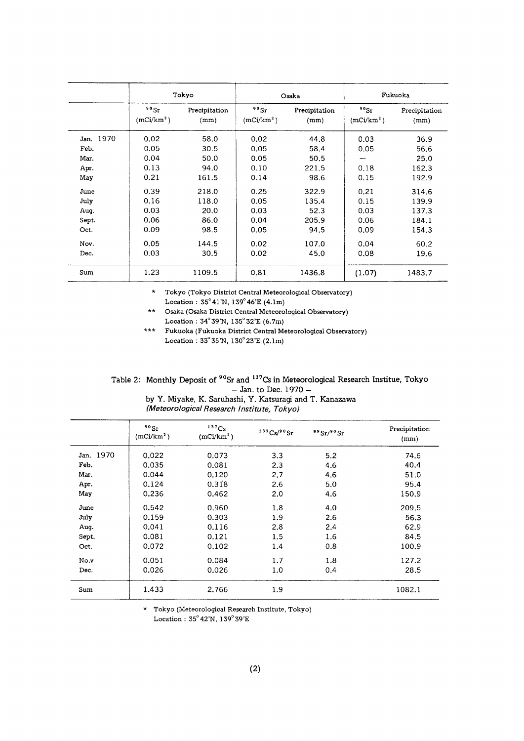| | Tokyo | | Osaka | | Fukuoka | |
|---|---|---|---|---|---|---|
| | $^{90}Sr$ (mCi/km$^2$) | Precipitation (mm) | $^{90}Sr$ (mCi/km$^2$) | Precipitation (mm) | $^{90}Sr$ (mCi/km$^2$) | Precipitation (mm) |
| Jan. 1970 | 0.02 | 58.0 | 0.02 | 44.8 | 0.03 | 36.9 |
| Feb. | 0.05 | 30.5 | 0.05 | 58.4 | 0.05 | 56.6 |
| Mar. | 0.04 | 50.0 | 0.05 | 50.5 | — | 25.0 |
| Apr. | 0.13 | 94.0 | 0.10 | 221.5 | 0.18 | 162.3 |
| May | 0.21 | 161.5 | 0.14 | 98.6 | 0.15 | 192.9 |
| June | 0.39 | 218.0 | 0.25 | 322.9 | 0.21 | 314.6 |
| July | 0.16 | 118.0 | 0.05 | 135.4 | 0.15 | 139.9 |
| Aug. | 0.03 | 20.0 | 0.03 | 52.3 | 0.03 | 137.3 |
| Sept. | 0.06 | 86.0 | 0.04 | 205.9 | 0.06 | 184.1 |
| Oct. | 0.09 | 98.5 | 0.05 | 94.5 | 0.09 | 154.3 |
| Nov. | 0.05 | 144.5 | 0.02 | 107.0 | 0.04 | 60.2 |
| Dec. | 0.03 | 30.5 | 0.02 | 45.0 | 0.08 | 19.6 |
| Sum | 1.23 | 1109.5 | 0.81 | 1436.8 | (1.07) | 1483.7 |

\* Tokyo (Tokyo District Central Meteorological Observatory)
Location : 35°41'N, 139°46'E (4.1m)

\*\* Osaka (Osaka District Central Meteorological Observatory)
Location : 34°39'N, 135°32'E (6.7m)

\*\*\* Fukuoka (Fukuoka District Central Meteorological Observatory)
Location : 33°35'N, 130°23'E (2.1m)

Table 2: Monthly Deposit of $^{90}Sr$ and $^{137}Cs$ in Meteorological Research Institue, Tokyo
– Jan. to Dec. 1970 –

by Y. Miyake, K. Saruhashi, Y. Katsuragi and T. Kanazawa
*(Meteorological Research Institute, Tokyo)*

| | $^{90}Sr$ (mCi/km$^2$) | $^{137}Cs$ (mCi/km$^2$) | $^{137}Cs/^{90}Sr$ | $^{89}Sr/^{90}Sr$ | Precipitation (mm) |
|---|---|---|---|---|---|
| Jan. 1970 | 0.022 | 0.073 | 3.3 | 5.2 | 74.6 |
| Feb. | 0.035 | 0.081 | 2.3 | 4.6 | 40.4 |
| Mar. | 0.044 | 0.120 | 2.7 | 4.6 | 51.0 |
| Apr. | 0.124 | 0.318 | 2.6 | 5.0 | 95.4 |
| May | 0.236 | 0.462 | 2.0 | 4.6 | 150.9 |
| June | 0.542 | 0.960 | 1.8 | 4.0 | 209.5 |
| July | 0.159 | 0.303 | 1.9 | 2.6 | 56.3 |
| Aug. | 0.041 | 0.116 | 2.8 | 2.4 | 62.9 |
| Sept. | 0.081 | 0.121 | 1.5 | 1.6 | 84.5 |
| Oct. | 0.072 | 0.102 | 1.4 | 0.8 | 100.9 |
| No.v | 0.051 | 0.084 | 1.7 | 1.8 | 127.2 |
| Dec. | 0.026 | 0.026 | 1.0 | 0.4 | 28.5 |
| Sum | 1.433 | 2.766 | 1.9 | | 1082.1 |

\* Tokyo (Meteorological Research Institute, Tokyo)
Location : 35°42'N, 139°39'E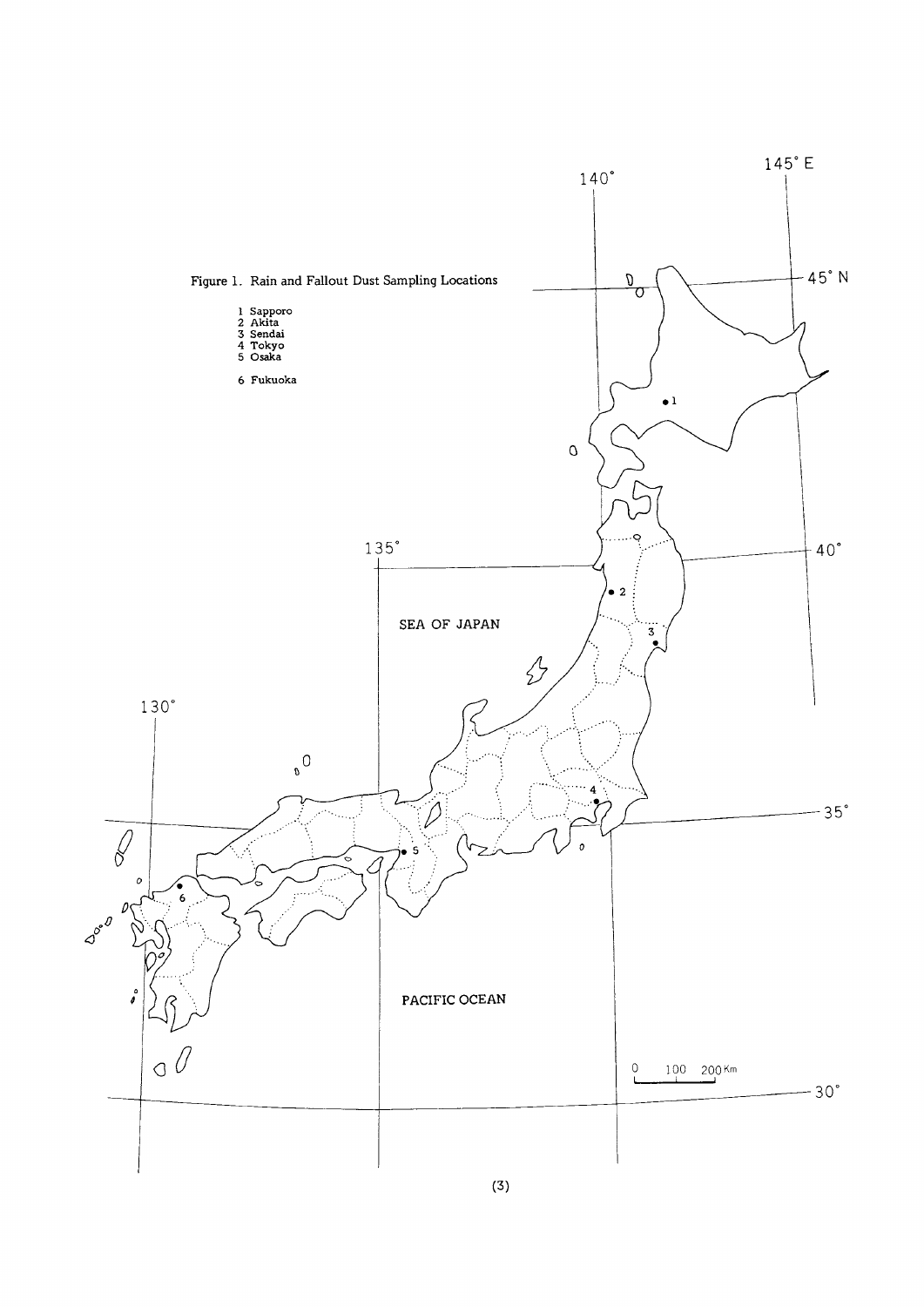Figure 1. Rain and Fallout Dust Sampling Locations

1 Sapporo
2 Akita
3 Sendai
4 Tokyo
5 Osaka
6 Fukuoka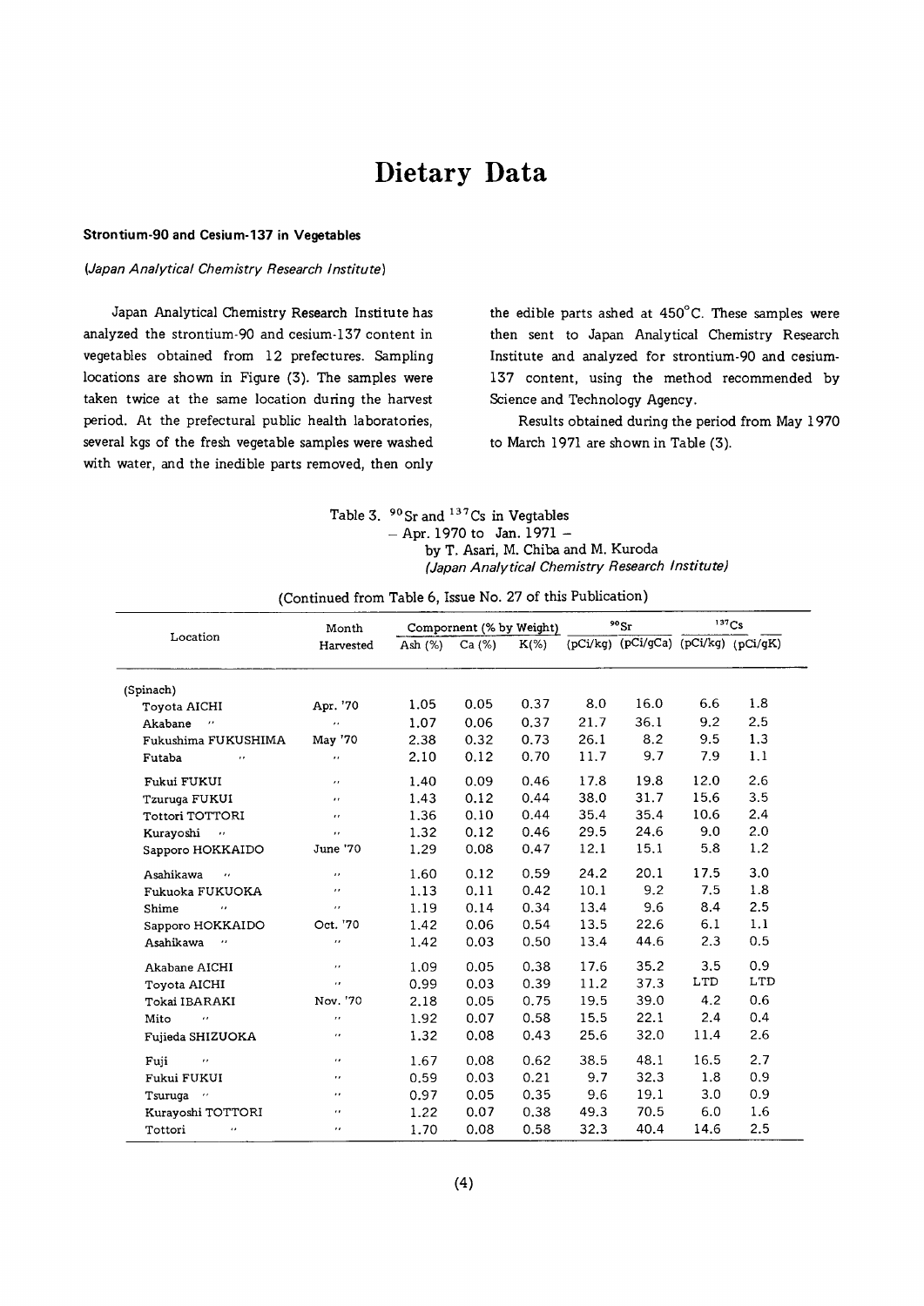# Dietary Data

### Strontium-90 and Cesium-137 in Vegetables

*(Japan Analytical Chemistry Research Institute)*

Japan Analytical Chemistry Research Institute has analyzed the strontium-90 and cesium-137 content in vegetables obtained from 12 prefectures. Sampling locations are shown in Figure (3). The samples were taken twice at the same location during the harvest period. At the prefectural public health laboratories, several kgs of the fresh vegetable samples were washed with water, and the inedible parts removed, then only the edible parts ashed at 450°C. These samples were then sent to Japan Analytical Chemistry Research Institute and analyzed for strontium-90 and cesium-137 content, using the method recommended by Science and Technology Agency.

Results obtained during the period from May 1970 to March 1971 are shown in Table (3).

Table 3. $^{90}$Sr and $^{137}$Cs in Vegtables
– Apr. 1970 to Jan. 1971 –
by T. Asari, M. Chiba and M. Kuroda
*(Japan Analytical Chemistry Research Institute)*

(Continued from Table 6, Issue No. 27 of this Publication)

| Location | Month Harvested | Compornent (% by Weight) | | | $^{90}$Sr | | $^{137}$Cs | |
|---|---|---|---|---|---|---|---|---|
| | | Ash (%) | Ca (%) | K(%) | (pCi/kg) | (pCi/gCa) | (pCi/kg) | (pCi/gK) |
| (Spinach) | | | | | | | | |
| Toyota AICHI | Apr. '70 | 1.05 | 0.05 | 0.37 | 8.0 | 16.0 | 6.6 | 1.8 |
| Akabane 〃 | 〃 | 1.07 | 0.06 | 0.37 | 21.7 | 36.1 | 9.2 | 2.5 |
| Fukushima FUKUSHIMA | May '70 | 2.38 | 0.32 | 0.73 | 26.1 | 8.2 | 9.5 | 1.3 |
| Futaba 〃 | 〃 | 2.10 | 0.12 | 0.70 | 11.7 | 9.7 | 7.9 | 1.1 |
| Fukui FUKUI | 〃 | 1.40 | 0.09 | 0.46 | 17.8 | 19.8 | 12.0 | 2.6 |
| Tzuruga FUKUI | 〃 | 1.43 | 0.12 | 0.44 | 38.0 | 31.7 | 15.6 | 3.5 |
| Tottori TOTTORI | 〃 | 1.36 | 0.10 | 0.44 | 35.4 | 35.4 | 10.6 | 2.4 |
| Kurayoshi 〃 | 〃 | 1.32 | 0.12 | 0.46 | 29.5 | 24.6 | 9.0 | 2.0 |
| Sapporo HOKKAIDO | June '70 | 1.29 | 0.08 | 0.47 | 12.1 | 15.1 | 5.8 | 1.2 |
| Asahikawa 〃 | 〃 | 1.60 | 0.12 | 0.59 | 24.2 | 20.1 | 17.5 | 3.0 |
| Fukuoka FUKUOKA | 〃 | 1.13 | 0.11 | 0.42 | 10.1 | 9.2 | 7.5 | 1.8 |
| Shime 〃 | 〃 | 1.19 | 0.14 | 0.34 | 13.4 | 9.6 | 8.4 | 2.5 |
| Sapporo HOKKAIDO | Oct. '70 | 1.42 | 0.06 | 0.54 | 13.5 | 22.6 | 6.1 | 1.1 |
| Asahikawa 〃 | 〃 | 1.42 | 0.03 | 0.50 | 13.4 | 44.6 | 2.3 | 0.5 |
| Akabane AICHI | 〃 | 1.09 | 0.05 | 0.38 | 17.6 | 35.2 | 3.5 | 0.9 |
| Toyota AICHI | 〃 | 0.99 | 0.03 | 0.39 | 11.2 | 37.3 | LTD | LTD |
| Tokai IBARAKI | Nov. '70 | 2.18 | 0.05 | 0.75 | 19.5 | 39.0 | 4.2 | 0.6 |
| Mito 〃 | 〃 | 1.92 | 0.07 | 0.58 | 15.5 | 22.1 | 2.4 | 0.4 |
| Fujieda SHIZUOKA | 〃 | 1.32 | 0.08 | 0.43 | 25.6 | 32.0 | 11.4 | 2.6 |
| Fuji 〃 | 〃 | 1.67 | 0.08 | 0.62 | 38.5 | 48.1 | 16.5 | 2.7 |
| Fukui FUKUI | 〃 | 0.59 | 0.03 | 0.21 | 9.7 | 32.3 | 1.8 | 0.9 |
| Tsuruga 〃 | 〃 | 0.97 | 0.05 | 0.35 | 9.6 | 19.1 | 3.0 | 0.9 |
| Kurayoshi TOTTORI | 〃 | 1.22 | 0.07 | 0.38 | 49.3 | 70.5 | 6.0 | 1.6 |
| Tottori 〃 | 〃 | 1.70 | 0.08 | 0.58 | 32.3 | 40.4 | 14.6 | 2.5 |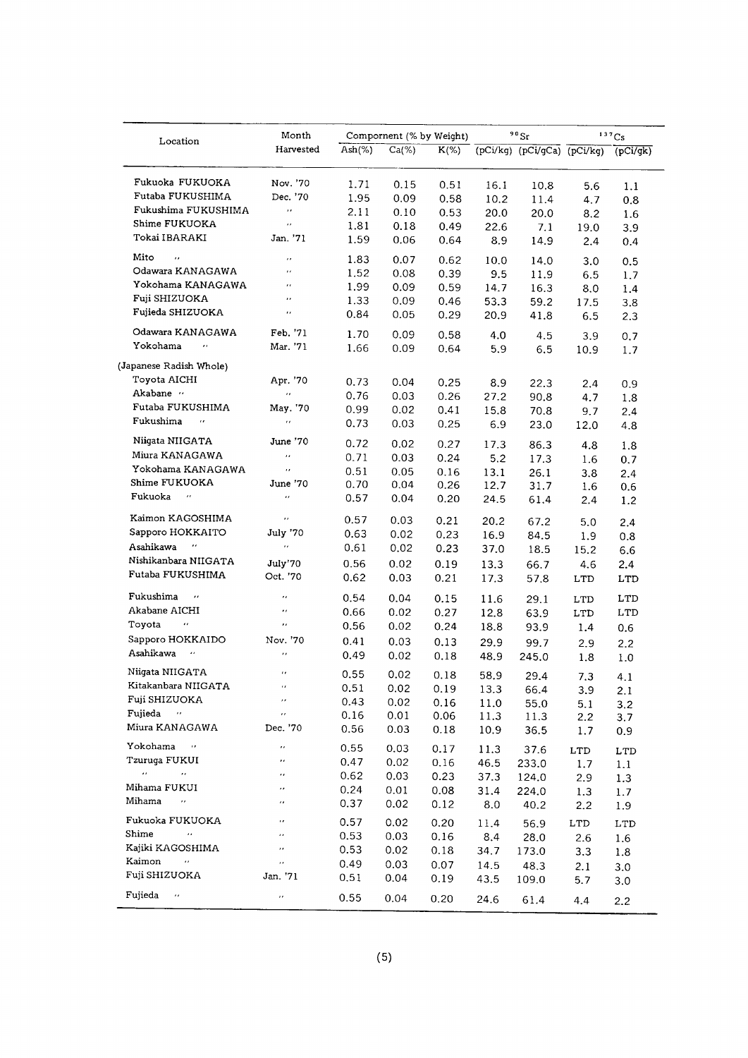| Location | Month Harvested | Compornent (% by Weight) | | | $^{90}Sr$ | | $^{137}Cs$ | |
|---|---|---|---|---|---|---|---|---|
| | | Ash(%) | Ca(%) | K(%) | (pCi/kg) | (pCi/gCa) | (pCi/kg) | (pCi/gk) |
| Fukuoka FUKUOKA | Nov. '70 | 1.71 | 0.15 | 0.51 | 16.1 | 10.8 | 5.6 | 1.1 |
| Futaba FUKUSHIMA | Dec. '70 | 1.95 | 0.09 | 0.58 | 10.2 | 11.4 | 4.7 | 0.8 |
| Fukushima FUKUSHIMA | " | 2.11 | 0.10 | 0.53 | 20.0 | 20.0 | 8.2 | 1.6 |
| Shime FUKUOKA | " | 1.81 | 0.18 | 0.49 | 22.6 | 7.1 | 19.0 | 3.9 |
| Tokai IBARAKI | Jan. '71 | 1.59 | 0.06 | 0.64 | 8.9 | 14.9 | 2.4 | 0.4 |
| Mito " | " | 1.83 | 0.07 | 0.62 | 10.0 | 14.0 | 3.0 | 0.5 |
| Odawara KANAGAWA | " | 1.52 | 0.08 | 0.39 | 9.5 | 11.9 | 6.5 | 1.7 |
| Yokohama KANAGAWA | " | 1.99 | 0.09 | 0.59 | 14.7 | 16.3 | 8.0 | 1.4 |
| Fuji SHIZUOKA | " | 1.33 | 0.09 | 0.46 | 53.3 | 59.2 | 17.5 | 3.8 |
| Fujieda SHIZUOKA | " | 0.84 | 0.05 | 0.29 | 20.9 | 41.8 | 6.5 | 2.3 |
| Odawara KANAGAWA | Feb. '71 | 1.70 | 0.09 | 0.58 | 4.0 | 4.5 | 3.9 | 0.7 |
| Yokohama " | Mar. '71 | 1.66 | 0.09 | 0.64 | 5.9 | 6.5 | 10.9 | 1.7 |
| (Japanese Radish Whole) | | | | | | | | |
| Toyota AICHI | Apr. '70 | 0.73 | 0.04 | 0.25 | 8.9 | 22.3 | 2.4 | 0.9 |
| Akabane " | " | 0.76 | 0.03 | 0.26 | 27.2 | 90.8 | 4.7 | 1.8 |
| Futaba FUKUSHIMA | May. '70 | 0.99 | 0.02 | 0.41 | 15.8 | 70.8 | 9.7 | 2.4 |
| Fukushima " | " | 0.73 | 0.03 | 0.25 | 6.9 | 23.0 | 12.0 | 4.8 |
| Niigata NIIGATA | June '70 | 0.72 | 0.02 | 0.27 | 17.3 | 86.3 | 4.8 | 1.8 |
| Miura KANAGAWA | " | 0.71 | 0.03 | 0.24 | 5.2 | 17.3 | 1.6 | 0.7 |
| Yokohama KANAGAWA | " | 0.51 | 0.05 | 0.16 | 13.1 | 26.1 | 3.8 | 2.4 |
| Shime FUKUOKA | June '70 | 0.70 | 0.04 | 0.26 | 12.7 | 31.7 | 1.6 | 0.6 |
| Fukuoka " | " | 0.57 | 0.04 | 0.20 | 24.5 | 61.4 | 2.4 | 1.2 |
| Kaimon KAGOSHIMA | " | 0.57 | 0.03 | 0.21 | 20.2 | 67.2 | 5.0 | 2.4 |
| Sapporo HOKKAITO | July '70 | 0.63 | 0.02 | 0.23 | 16.9 | 84.5 | 1.9 | 0.8 |
| Asahikawa " | " | 0.61 | 0.02 | 0.23 | 37.0 | 18.5 | 15.2 | 6.6 |
| Nishikanbara NIIGATA | July'70 | 0.56 | 0.02 | 0.19 | 13.3 | 66.7 | 4.6 | 2.4 |
| Futaba FUKUSHIMA | Oct. '70 | 0.62 | 0.03 | 0.21 | 17.3 | 57.8 | LTD | LTD |
| Fukushima " | " | 0.54 | 0.04 | 0.15 | 11.6 | 29.1 | LTD | LTD |
| Akabane AICHI | " | 0.66 | 0.02 | 0.27 | 12.8 | 63.9 | LTD | LTD |
| Toyota " | " | 0.56 | 0.02 | 0.24 | 18.8 | 93.9 | 1.4 | 0.6 |
| Sapporo HOKKAIDO | Nov. '70 | 0.41 | 0.03 | 0.13 | 29.9 | 99.7 | 2.9 | 2.2 |
| Asahikawa " | " | 0.49 | 0.02 | 0.18 | 48.9 | 245.0 | 1.8 | 1.0 |
| Niigata NIIGATA | " | 0.55 | 0.02 | 0.18 | 58.9 | 29.4 | 7.3 | 4.1 |
| Kitakanbara NIIGATA | " | 0.51 | 0.02 | 0.19 | 13.3 | 66.4 | 3.9 | 2.1 |
| Fuji SHIZUOKA | " | 0.43 | 0.02 | 0.16 | 11.0 | 55.0 | 5.1 | 3.2 |
| Fujieda " | " | 0.16 | 0.01 | 0.06 | 11.3 | 11.3 | 2.2 | 3.7 |
| Miura KANAGAWA | Dec. '70 | 0.56 | 0.03 | 0.18 | 10.9 | 36.5 | 1.7 | 0.9 |
| Yokohama " | " | 0.55 | 0.03 | 0.17 | 11.3 | 37.6 | LTD | LTD |
| Tzuruga FUKUI | " | 0.47 | 0.02 | 0.16 | 46.5 | 233.0 | 1.7 | 1.1 |
| " " | " | 0.62 | 0.03 | 0.23 | 37.3 | 124.0 | 2.9 | 1.3 |
| Mihama FUKUI | " | 0.24 | 0.01 | 0.08 | 31.4 | 224.0 | 1.3 | 1.7 |
| Mihama " | " | 0.37 | 0.02 | 0.12 | 8.0 | 40.2 | 2.2 | 1.9 |
| Fukuoka FUKUOKA | " | 0.57 | 0.02 | 0.20 | 11.4 | 56.9 | LTD | LTD |
| Shime " | " | 0.53 | 0.03 | 0.16 | 8.4 | 28.0 | 2.6 | 1.6 |
| Kajiki KAGOSHIMA | " | 0.53 | 0.02 | 0.18 | 34.7 | 173.0 | 3.3 | 1.8 |
| Kaimon " | " | 0.49 | 0.03 | 0.07 | 14.5 | 48.3 | 2.1 | 3.0 |
| Fuji SHIZUOKA | Jan. '71 | 0.51 | 0.04 | 0.19 | 43.5 | 109.0 | 5.7 | 3.0 |
| Fujieda " | " | 0.55 | 0.04 | 0.20 | 24.6 | 61.4 | 4.4 | 2.2 |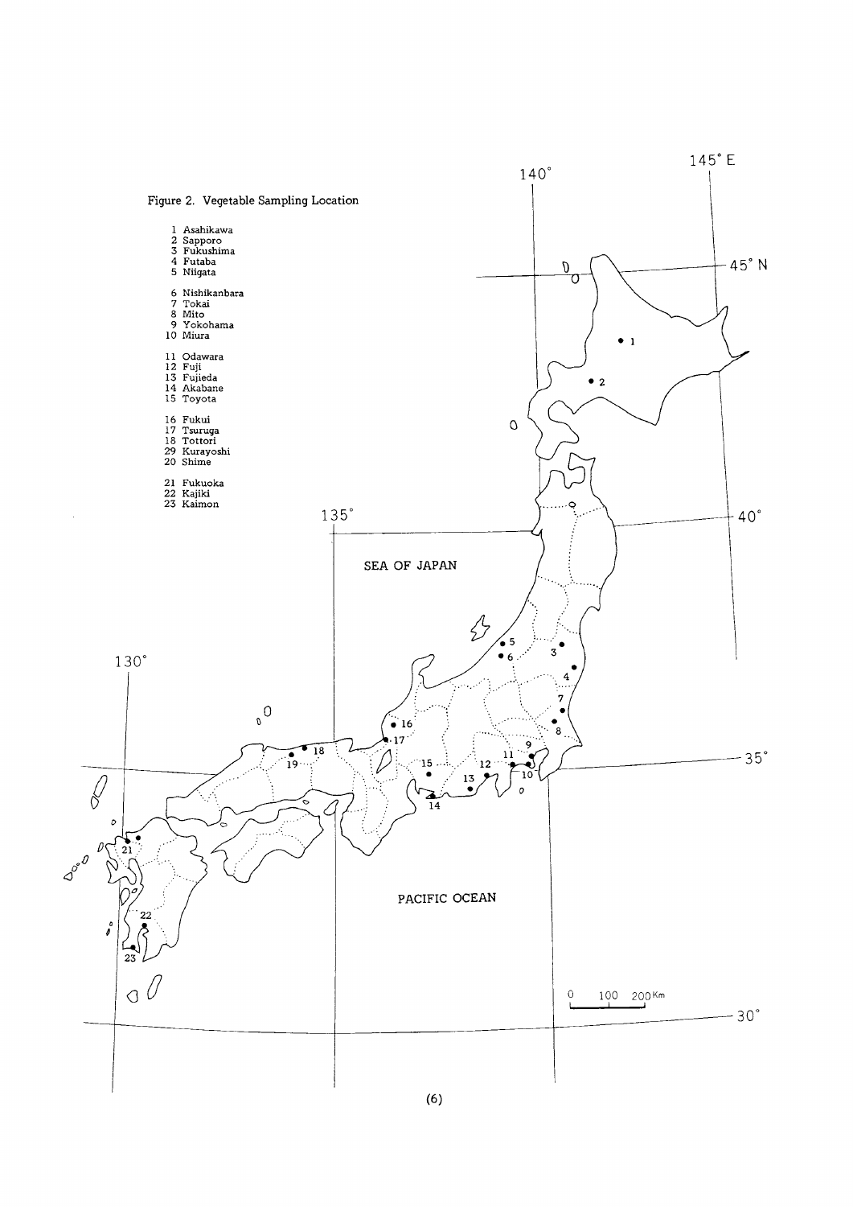Figure 2. Vegetable Sampling Location

1 Asahikawa
2 Sapporo
3 Fukushima
4 Futaba
5 Niigata

6 Nishikanbara
7 Tokai
8 Mito
9 Yokohama
10 Miura

11 Odawara
12 Fuji
13 Fujieda
14 Akabane
15 Toyota

16 Fukui
17 Tsuruga
18 Tottori
29 Kurayoshi
20 Shime

21 Fukuoka
22 Kajiki
23 Kaimon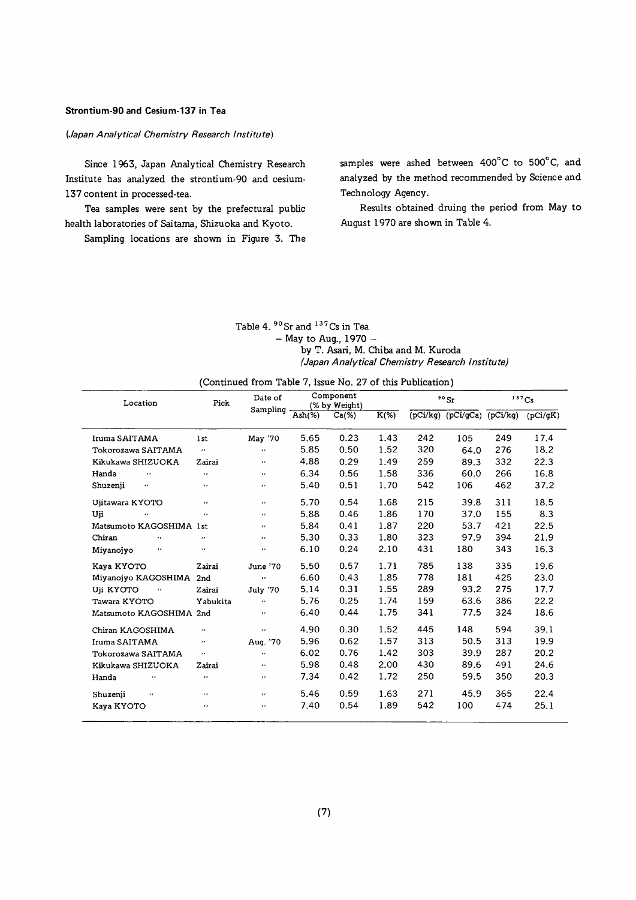### Strontium-90 and Cesium-137 in Tea

*(Japan Analytical Chemistry Research Institute)*

Since 1963, Japan Analytical Chemistry Research Institute has analyzed the strontium-90 and cesium-137 content in processed-tea.

Tea samples were sent by the prefectural public health laboratories of Saitama, Shizuoka and Kyoto.

Sampling locations are shown in Figure 3. The samples were ashed between 400°C to 500°C, and analyzed by the method recommended by Science and Technology Agency.

Results obtained druing the period from May to August 1970 are shown in Table 4.

Table 4. $^{90}$Sr and $^{137}$Cs in Tea
– May to Aug., 1970 –
by T. Asari, M. Chiba and M. Kuroda
*(Japan Analytical Chemistry Research Institute)*

(Continued from Table 7, Issue No. 27 of this Publication)

| Location | Pick | Date of Sampling | Component (% by Weight) | | | $^{90}$Sr | | $^{137}$Cs | |
|---|---|---|---|---|---|---|---|---|---|
| | | | Ash(%) | Ca(%) | K(%) | (pCi/kg) | (pCi/gCa) | (pCi/kg) | (pCi/gK) |
| Iruma SAITAMA | 1st | May '70 | 5.65 | 0.23 | 1.43 | 242 | 105 | 249 | 17.4 |
| Tokorozawa SAITAMA | 〃 | 〃 | 5.85 | 0.50 | 1.52 | 320 | 64.0 | 276 | 18.2 |
| Kikukawa SHIZUOKA | Zairai | 〃 | 4.88 | 0.29 | 1.49 | 259 | 89.3 | 332 | 22.3 |
| Handa 〃 | 〃 | 〃 | 6.34 | 0.56 | 1.58 | 336 | 60.0 | 266 | 16.8 |
| Shuzenji 〃 | 〃 | 〃 | 5.40 | 0.51 | 1.70 | 542 | 106 | 462 | 37.2 |
| Ujitawara KYOTO | 〃 | 〃 | 5.70 | 0.54 | 1.68 | 215 | 39.8 | 311 | 18.5 |
| Uji 〃 | 〃 | 〃 | 5.88 | 0.46 | 1.86 | 170 | 37.0 | 155 | 8.3 |
| Matsumoto KAGOSHIMA | 1st | 〃 | 5.84 | 0.41 | 1.87 | 220 | 53.7 | 421 | 22.5 |
| Chiran 〃 | 〃 | 〃 | 5.30 | 0.33 | 1.80 | 323 | 97.9 | 394 | 21.9 |
| Miyanojyo 〃 | 〃 | 〃 | 6.10 | 0.24 | 2.10 | 431 | 180 | 343 | 16.3 |
| Kaya KYOTO | Zairai | June '70 | 5.50 | 0.57 | 1.71 | 785 | 138 | 335 | 19.6 |
| Miyanojyo KAGOSHIMA | 2nd | 〃 | 6.60 | 0.43 | 1.85 | 778 | 181 | 425 | 23.0 |
| Uji KYOTO 〃 | Zairai | July '70 | 5.14 | 0.31 | 1.55 | 289 | 93.2 | 275 | 17.7 |
| Tawara KYOTO | Yabukita | 〃 | 5.76 | 0.25 | 1.74 | 159 | 63.6 | 386 | 22.2 |
| Matsumoto KAGOSHIMA | 2nd | 〃 | 6.40 | 0.44 | 1.75 | 341 | 77.5 | 324 | 18.6 |
| Chiran KAGOSHIMA | 〃 | 〃 | 4.90 | 0.30 | 1.52 | 445 | 148 | 594 | 39.1 |
| Iruma SAITAMA | 〃 | Aug. '70 | 5.96 | 0.62 | 1.57 | 313 | 50.5 | 313 | 19.9 |
| Tokorozawa SAITAMA | 〃 | 〃 | 6.02 | 0.76 | 1.42 | 303 | 39.9 | 287 | 20.2 |
| Kikukawa SHIZUOKA | Zairai | 〃 | 5.98 | 0.48 | 2.00 | 430 | 89.6 | 491 | 24.6 |
| Handa 〃 | 〃 | 〃 | 7.34 | 0.42 | 1.72 | 250 | 59.5 | 350 | 20.3 |
| Shuzenji 〃 | 〃 | 〃 | 5.46 | 0.59 | 1.63 | 271 | 45.9 | 365 | 22.4 |
| Kaya KYOTO | 〃 | 〃 | 7.40 | 0.54 | 1.89 | 542 | 100 | 474 | 25.1 |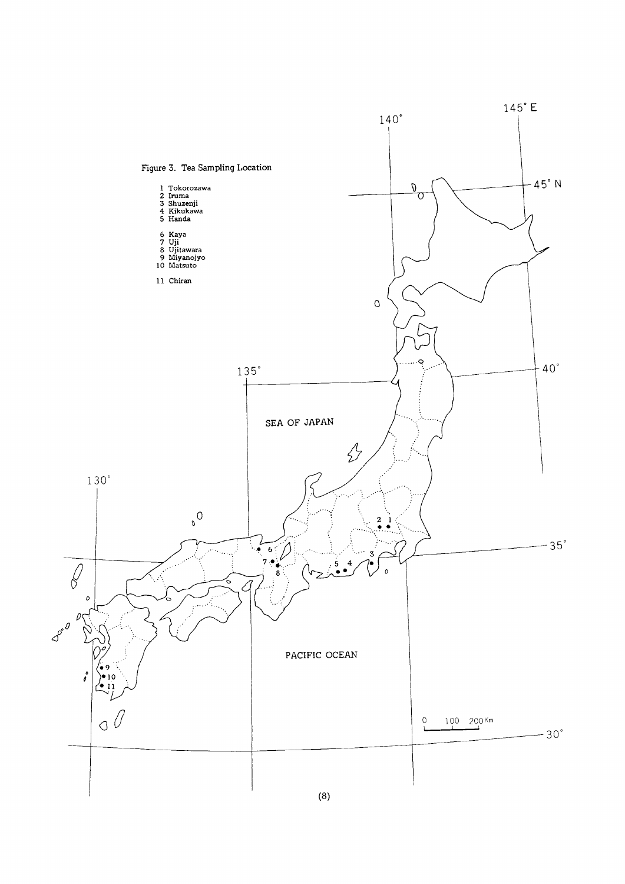Figure 3. Tea Sampling Location

1 Tokorozawa
2 Iruma
3 Shuzenji
4 Kikukawa
5 Handa

6 Kaya
7 Uji
8 Ujitawara
9 Miyanojyo
10 Matsuto

11 Chiran

SEA OF JAPAN

PACIFIC OCEAN

145° E

140°

135°

130°

45° N

40°

35°

30°

0 100 200 Km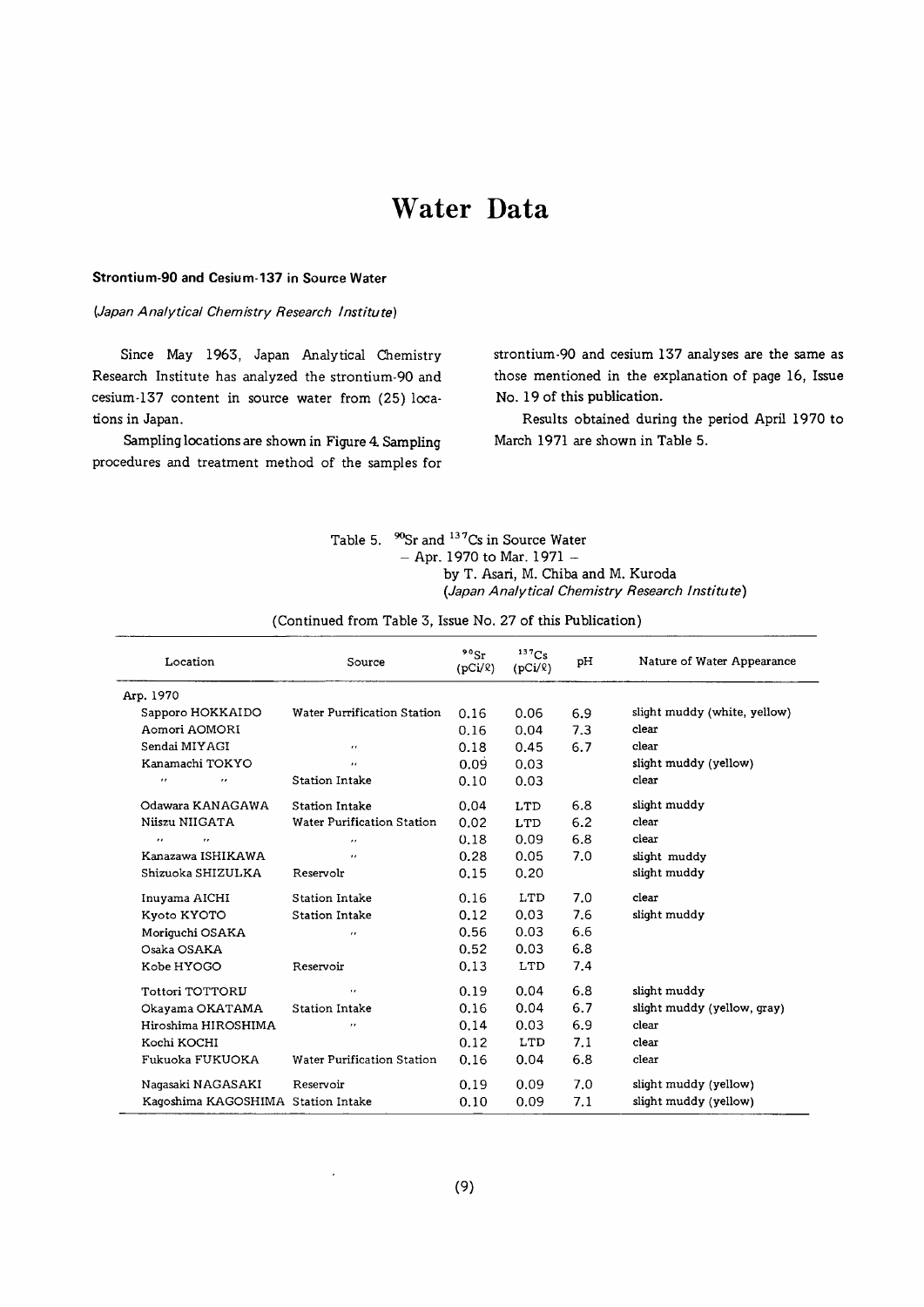# Water Data

### Strontium-90 and Cesium-137 in Source Water

*(Japan Analytical Chemistry Research Institute)*

Since May 1963, Japan Analytical Chemistry Research Institute has analyzed the strontium-90 and cesium-137 content in source water from (25) locations in Japan.

Sampling locations are shown in Figure 4. Sampling procedures and treatment method of the samples for strontium-90 and cesium 137 analyses are the same as those mentioned in the explanation of page 16, Issue No. 19 of this publication.

Results obtained during the period April 1970 to March 1971 are shown in Table 5.

Table 5. $^{90}Sr$ and $^{137}Cs$ in Source Water
– Apr. 1970 to Mar. 1971 –
by T. Asari, M. Chiba and M. Kuroda
*(Japan Analytical Chemistry Research Institute)*

(Continued from Table 3, Issue No. 27 of this Publication)

| Location | Source | $^{90}Sr$ (pCi/ℓ) | $^{137}Cs$ (pCi/ℓ) | pH | Nature of Water Appearance |
|---|---|---|---|---|---|
| Arp. 1970 | | | | | |
| Sapporo HOKKAIDO | Water Purrification Station | 0.16 | 0.06 | 6.9 | slight muddy (white, yellow) |
| Aomori AOMORI | | 0.16 | 0.04 | 7.3 | clear |
| Sendai MIYAGI | 〃 | 0.18 | 0.45 | 6.7 | clear |
| Kanamachi TOKYO | 〃 | 0.09 | 0.03 | | slight muddy (yellow) |
| 〃 〃 | Station Intake | 0.10 | 0.03 | | clear |
| Odawara KANAGAWA | Station Intake | 0.04 | LTD | 6.8 | slight muddy |
| Niiszu NIIGATA | Water Purification Station | 0.02 | LTD | 6.2 | clear |
| 〃 〃 | 〃 | 0.18 | 0.09 | 6.8 | clear |
| Kanazawa ISHIKAWA | 〃 | 0.28 | 0.05 | 7.0 | slight muddy |
| Shizuoka SHIZULKA | Reservolr | 0.15 | 0.20 | | slight muddy |
| Inuyama AICHI | Station Intake | 0.16 | LTD | 7.0 | clear |
| Kyoto KYOTO | Station Intake | 0.12 | 0.03 | 7.6 | slight muddy |
| Moriguchi OSAKA | 〃 | 0.56 | 0.03 | 6.6 | |
| Osaka OSAKA | | 0.52 | 0.03 | 6.8 | |
| Kobe HYOGO | Reservoir | 0.13 | LTD | 7.4 | |
| Tottori TOTTORU | 〃 | 0.19 | 0.04 | 6.8 | slight muddy |
| Okayama OKATAMA | Station Intake | 0.16 | 0.04 | 6.7 | slight muddy (yellow, gray) |
| Hiroshima HIROSHIMA | 〃 | 0.14 | 0.03 | 6.9 | clear |
| Kochi KOCHI | | 0.12 | LTD | 7.1 | clear |
| Fukuoka FUKUOKA | Water Purification Station | 0.16 | 0.04 | 6.8 | clear |
| Nagasaki NAGASAKI | Reservoir | 0.19 | 0.09 | 7.0 | slight muddy (yellow) |
| Kagoshima KAGOSHIMA | Station Intake | 0.10 | 0.09 | 7.1 | slight muddy (yellow) |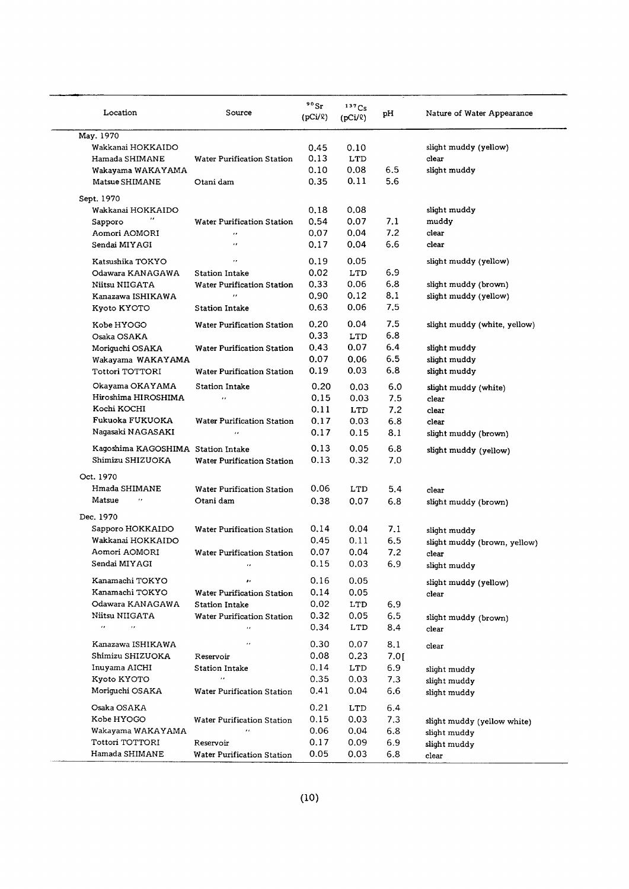| Location | Source | $^{90}Sr$ (pCi/ℓ) | $^{137}Cs$ (pCi/ℓ) | pH | Nature of Water Appearance |
|---|---|---|---|---|---|
| May. 1970 | | | | | |
| Wakkanai HOKKAIDO | | 0.45 | 0.10 | | slight muddy (yellow) |
| Hamada SHIMANE | Water Purification Station | 0.13 | LTD | | clear |
| Wakayama WAKAYAMA | | 0.10 | 0.08 | 6.5 | slight muddy |
| Matsue SHIMANE | Otani dam | 0.35 | 0.11 | 5.6 | |
| Sept. 1970 | | | | | |
| Wakkanai HOKKAIDO | | 0.18 | 0.08 | | slight muddy |
| Sapporo 〃 | Water Purification Station | 0.54 | 0.07 | 7.1 | muddy |
| Aomori AOMORI | 〃 | 0.07 | 0.04 | 7.2 | clear |
| Sendai MIYAGI | 〃 | 0.17 | 0.04 | 6.6 | clear |
| Katsushika TOKYO | 〃 | 0.19 | 0.05 | | slight muddy (yellow) |
| Odawara KANAGAWA | Station Intake | 0.02 | LTD | 6.9 | |
| Niitsu NIIGATA | Water Purification Station | 0.33 | 0.06 | 6.8 | slight muddy (brown) |
| Kanazawa ISHIKAWA | 〃 | 0.90 | 0.12 | 8.1 | slight muddy (yellow) |
| Kyoto KYOTO | Station Intake | 0.63 | 0.06 | 7.5 | |
| Kobe HYOGO | Water Purification Station | 0.20 | 0.04 | 7.5 | slight muddy (white, yellow) |
| Osaka OSAKA | | 0.33 | LTD | 6.8 | |
| Moriguchi OSAKA | Water Purification Station | 0.43 | 0.07 | 6.4 | slight muddy |
| Wakayama WAKAYAMA | | 0.07 | 0.06 | 6.5 | slight muddy |
| Tottori TOTTORI | Water Purification Station | 0.19 | 0.03 | 6.8 | slight muddy |
| Okayama OKAYAMA | Station Intake | 0.20 | 0.03 | 6.0 | slight muddy (white) |
| Hiroshima HIROSHIMA | 〃 | 0.15 | 0.03 | 7.5 | clear |
| Kochi KOCHI | | 0.11 | LTD | 7.2 | clear |
| Fukuoka FUKUOKA | Water Purification Station | 0.17 | 0.03 | 6.8 | clear |
| Nagasaki NAGASAKI | 〃 | 0.17 | 0.15 | 8.1 | slight muddy (brown) |
| Kagoshima KAGOSHIMA | Station Intake | 0.13 | 0.05 | 6.8 | slight muddy (yellow) |
| Shimizu SHIZUOKA | Water Purification Station | 0.13 | 0.32 | 7.0 | |
| Oct. 1970 | | | | | |
| Hmada SHIMANE | Water Purification Station | 0.06 | LTD | 5.4 | clear |
| Matsue 〃 | Otani dam | 0.38 | 0.07 | 6.8 | slight muddy (brown) |
| Dec. 1970 | | | | | |
| Sapporo HOKKAIDO | Water Purification Station | 0.14 | 0.04 | 7.1 | slight muddy |
| Wakkanai HOKKAIDO | | 0.45 | 0.11 | 6.5 | slight muddy (brown, yellow) |
| Aomori AOMORI | Water Purification Station | 0.07 | 0.04 | 7.2 | clear |
| Sendai MIYAGI | 〃 | 0.15 | 0.03 | 6.9 | slight muddy |
| Kanamachi TOKYO | 〃 | 0.16 | 0.05 | | slight muddy (yellow) |
| Kanamachi TOKYO | Water Purification Station | 0.14 | 0.05 | | clear |
| Odawara KANAGAWA | Station Intake | 0.02 | LTD | 6.9 | |
| Niitsu NIIGATA | Water Purification Station | 0.32 | 0.05 | 6.5 | slight muddy (brown) |
| 〃 〃 | 〃 | 0.34 | LTD | 8.4 | clear |
| Kanazawa ISHIKAWA | 〃 | 0.30 | 0.07 | 8.1 | clear |
| Shimizu SHIZUOKA | Reservoir | 0.08 | 0.23 | 7.0[ | |
| Inuyama AICHI | Station Intake | 0.14 | LTD | 6.9 | slight muddy |
| Kyoto KYOTO | 〃 | 0.35 | 0.03 | 7.3 | slight muddy |
| Moriguchi OSAKA | Water Purification Station | 0.41 | 0.04 | 6.6 | slight muddy |
| Osaka OSAKA | | 0.21 | LTD | 6.4 | |
| Kobe HYOGO | Water Purification Station | 0.15 | 0.03 | 7.3 | slight muddy (yellow white) |
| Wakayama WAKAYAMA | 〃 | 0.06 | 0.04 | 6.8 | slight muddy |
| Tottori TOTTORI | Reservoir | 0.17 | 0.09 | 6.9 | slight muddy |
| Hamada SHIMANE | Water Purification Station | 0.05 | 0.03 | 6.8 | clear |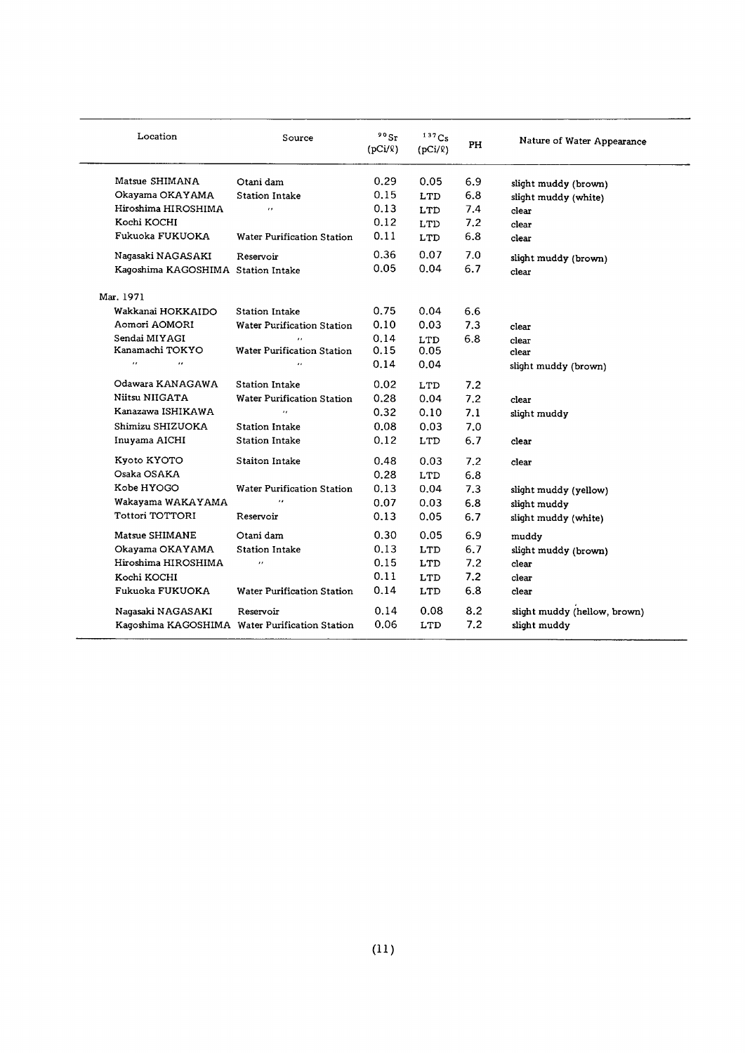| Location | Source | $^{90}Sr$ (pCi/ℓ) | $^{137}Cs$ (pCi/ℓ) | PH | Nature of Water Appearance |
|---|---|---|---|---|---|
| Matsue SHIMANA | Otani dam | 0.29 | 0.05 | 6.9 | slight muddy (brown) |
| Okayama OKAYAMA | Station Intake | 0.15 | LTD | 6.8 | slight muddy (white) |
| Hiroshima HIROSHIMA | 〃 | 0.13 | LTD | 7.4 | clear |
| Kochi KOCHI | | 0.12 | LTD | 7.2 | clear |
| Fukuoka FUKUOKA | Water Purification Station | 0.11 | LTD | 6.8 | clear |
| Nagasaki NAGASAKI | Reservoir | 0.36 | 0.07 | 7.0 | slight muddy (brown) |
| Kagoshima KAGOSHIMA | Station Intake | 0.05 | 0.04 | 6.7 | clear |
| Mar. 1971 | | | | | |
| Wakkanai HOKKAIDO | Station Intake | 0.75 | 0.04 | 6.6 | |
| Aomori AOMORI | Water Purification Station | 0.10 | 0.03 | 7.3 | clear |
| Sendai MIYAGI | 〃 | 0.14 | LTD | 6.8 | clear |
| Kanamachi TOKYO | Water Purification Station | 0.15 | 0.05 | | clear |
| 〃 〃 | 〃 | 0.14 | 0.04 | | slight muddy (brown) |
| Odawara KANAGAWA | Station Intake | 0.02 | LTD | 7.2 | |
| Niitsu NIIGATA | Water Purification Station | 0.28 | 0.04 | 7.2 | clear |
| Kanazawa ISHIKAWA | 〃 | 0.32 | 0.10 | 7.1 | slight muddy |
| Shimizu SHIZUOKA | Station Intake | 0.08 | 0.03 | 7.0 | |
| Inuyama AICHI | Station Intake | 0.12 | LTD | 6.7 | clear |
| Kyoto KYOTO | Staiton Intake | 0.48 | 0.03 | 7.2 | clear |
| Osaka OSAKA | | 0.28 | LTD | 6.8 | |
| Kobe HYOGO | Water Purification Station | 0.13 | 0.04 | 7.3 | slight muddy (yellow) |
| Wakayama WAKAYAMA | 〃 | 0.07 | 0.03 | 6.8 | slight muddy |
| Tottori TOTTORI | Reservoir | 0.13 | 0.05 | 6.7 | slight muddy (white) |
| Matsue SHIMANE | Otani dam | 0.30 | 0.05 | 6.9 | muddy |
| Okayama OKAYAMA | Station Intake | 0.13 | LTD | 6.7 | slight muddy (brown) |
| Hiroshima HIROSHIMA | 〃 | 0.15 | LTD | 7.2 | clear |
| Kochi KOCHI | | 0.11 | LTD | 7.2 | clear |
| Fukuoka FUKUOKA | Water Purification Station | 0.14 | LTD | 6.8 | clear |
| Nagasaki NAGASAKI | Reservoir | 0.14 | 0.08 | 8.2 | slight muddy (hellow, brown) |
| Kagoshima KAGOSHIMA | Water Purification Station | 0.06 | LTD | 7.2 | slight muddy |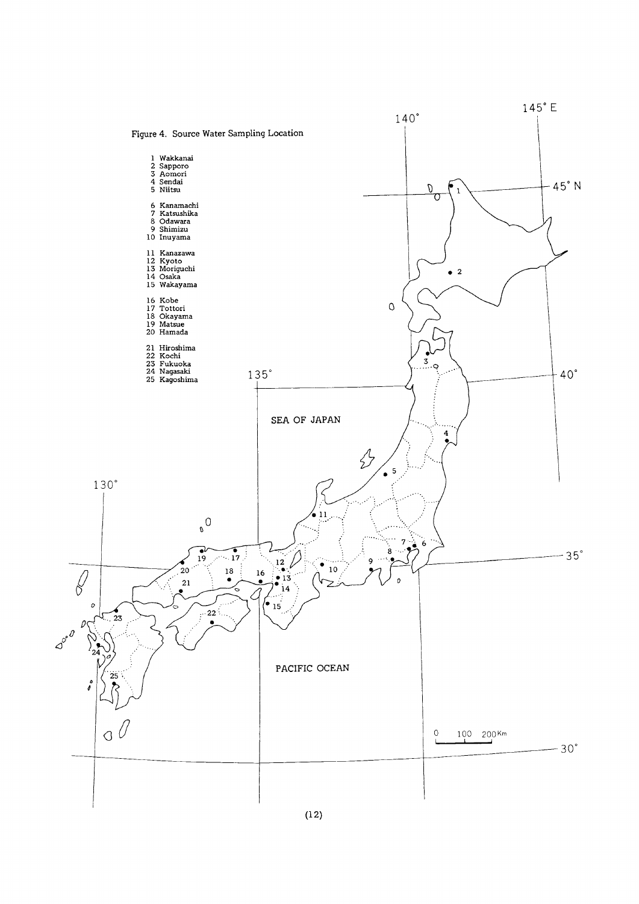Figure 4. Source Water Sampling Location

1 Wakkanai
2 Sapporo
3 Aomori
4 Sendai
5 Niitsu

6 Kanamachi
7 Katsushika
8 Odawara
9 Shimizu
10 Inuyama

11 Kanazawa
12 Kyoto
13 Moriguchi
14 Osaka
15 Wakayama

16 Kobe
17 Tottori
18 Okayama
19 Matsue
20 Hamada

21 Hiroshima
22 Kochi
23 Fukuoka
24 Nagasaki
25 Kagoshima

SEA OF JAPAN

PACIFIC OCEAN

130°　135°　140°　145° E

45° N　40°　35°　30°

0　100　200 Km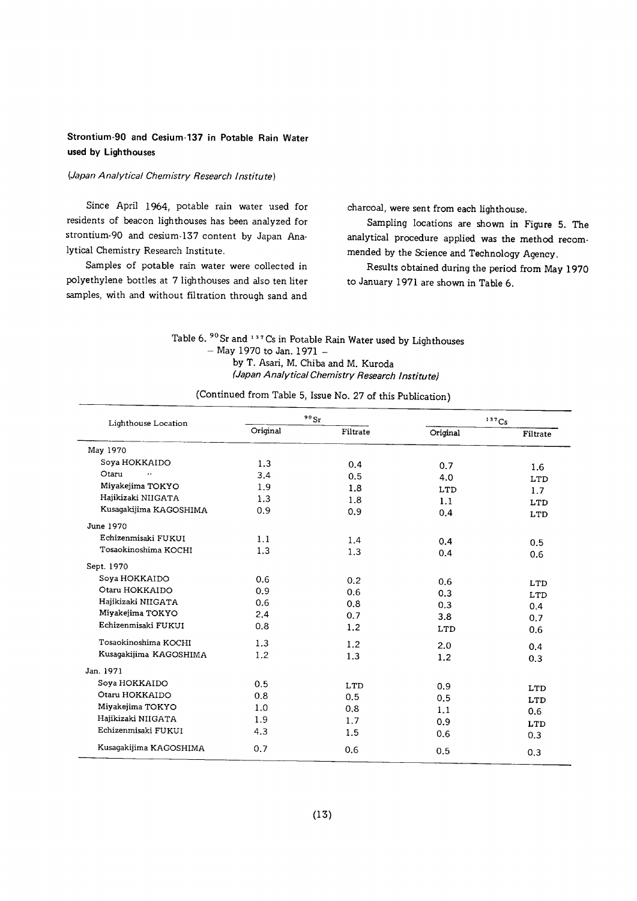## Strontium-90 and Cesium-137 in Potable Rain Water used by Lighthouses

*(Japan Analytical Chemistry Research Institute)*

Since April 1964, potable rain water used for residents of beacon lighthouses has been analyzed for strontium-90 and cesium-137 content by Japan Analytical Chemistry Research Institute.

Samples of potable rain water were collected in polyethylene bottles at 7 lighthouses and also ten liter samples, with and without filtration through sand and charcoal, were sent from each lighthouse.

Sampling locations are shown in Figure 5. The analytical procedure applied was the method recommended by the Science and Technology Agency.

Results obtained during the period from May 1970 to January 1971 are shown in Table 6.

Table 6. $^{90}Sr$ and $^{137}Cs$ in Potable Rain Water used by Lighthouses
– May 1970 to Jan. 1971 –
by T. Asari, M. Chiba and M. Kuroda
*(Japan Analytical Chemistry Research Institute)*

(Continued from Table 5, Issue No. 27 of this Publication)

| Lighthouse Location | $^{90}Sr$ | | $^{137}Cs$ | |
|---|---|---|---|---|
| | Original | Filtrate | Original | Filtrate |
| **May 1970** | | | | |
| Soya HOKKAIDO | 1.3 | 0.4 | 0.7 | 1.6 |
| Otaru 〃 | 3.4 | 0.5 | 4.0 | LTD |
| Miyakejima TOKYO | 1.9 | 1.8 | LTD | 1.7 |
| Hajikizaki NIIGATA | 1.3 | 1.8 | 1.1 | LTD |
| Kusagakijima KAGOSHIMA | 0.9 | 0.9 | 0.4 | LTD |
| **June 1970** | | | | |
| Echizenmisaki FUKUI | 1.1 | 1.4 | 0.4 | 0.5 |
| Tosaokinoshima KOCHI | 1.3 | 1.3 | 0.4 | 0.6 |
| **Sept. 1970** | | | | |
| Soya HOKKAIDO | 0.6 | 0.2 | 0.6 | LTD |
| Otaru HOKKAIDO | 0.9 | 0.6 | 0.3 | LTD |
| Hajikizaki NIIGATA | 0.6 | 0.8 | 0.3 | 0.4 |
| Miyakejima TOKYO | 2.4 | 0.7 | 3.8 | 0.7 |
| Echizenmisaki FUKUI | 0.8 | 1.2 | LTD | 0.6 |
| Tosaokinoshima KOCHI | 1.3 | 1.2 | 2.0 | 0.4 |
| Kusagakijima KAGOSHIMA | 1.2 | 1.3 | 1.2 | 0.3 |
| **Jan. 1971** | | | | |
| Soya HOKKAIDO | 0.5 | LTD | 0.9 | LTD |
| Otaru HOKKAIDO | 0.8 | 0.5 | 0.5 | LTD |
| Miyakejima TOKYO | 1.0 | 0.8 | 1.1 | 0.6 |
| Hajikizaki NIIGATA | 1.9 | 1.7 | 0.9 | LTD |
| Echizenmisaki FUKUI | 4.3 | 1.5 | 0.6 | 0.3 |
| Kusagakijima KAGOSHIMA | 0.7 | 0.6 | 0.5 | 0.3 |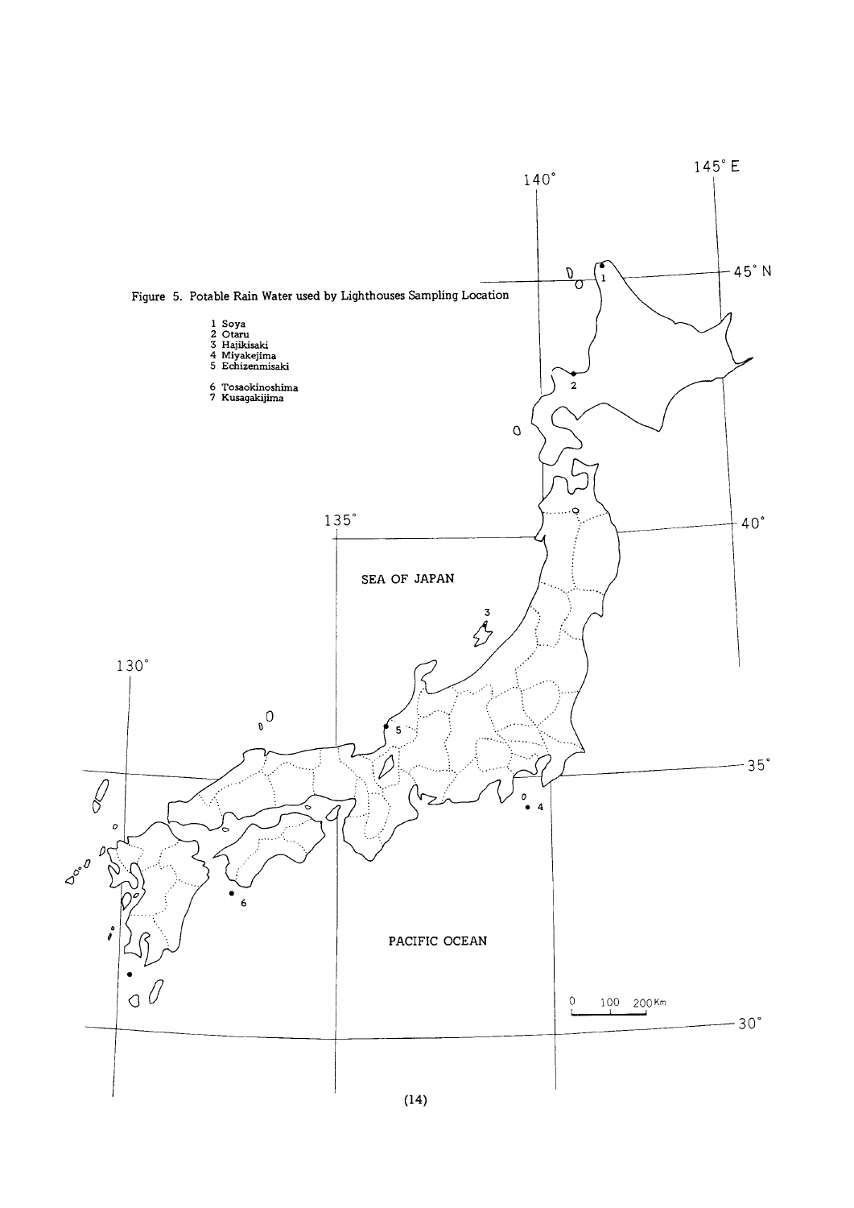Figure 5. Potable Rain Water used by Lighthouses Sampling Location

1 Soya
2 Otaru
3 Hajikisaki
4 Miyakejima
5 Echizenmisaki

6 Tosaokinoshima
7 Kusagakijima

SEA OF JAPAN

PACIFIC OCEAN

145° E
140°
135°
130°
45° N
40°
35°
30°

0 100 200 Km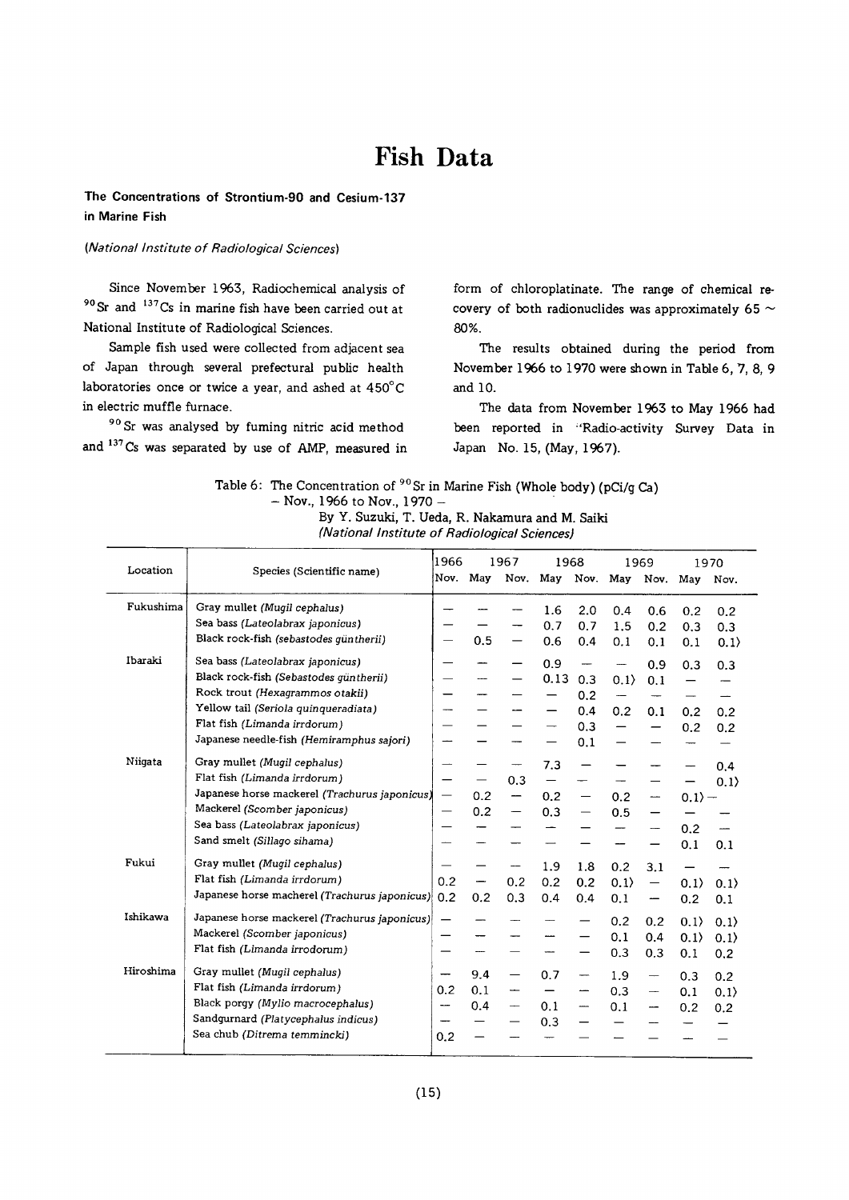# Fish Data

### The Concentrations of Strontium-90 and Cesium-137 in Marine Fish

*(National Institute of Radiological Sciences)*

Since November 1963, Radiochemical analysis of $^{90}$Sr and $^{137}$Cs in marine fish have been carried out at National Institute of Radiological Sciences.

Sample fish used were collected from adjacent sea of Japan through several prefectural public health laboratories once or twice a year, and ashed at 450°C in electric muffle furnace.

$^{90}$Sr was analysed by fuming nitric acid method and $^{137}$Cs was separated by use of AMP, measured in form of chloroplatinate. The range of chemical recovery of both radionuclides was approximately 65 ~ 80%.

The results obtained during the period from November 1966 to 1970 were shown in Table 6, 7, 8, 9 and 10.

The data from November 1963 to May 1966 had been reported in "Radio-activity Survey Data in Japan No. 15, (May, 1967).

Table 6: The Concentration of $^{90}$Sr in Marine Fish (Whole body) (pCi/g Ca)
– Nov., 1966 to Nov., 1970 –

By Y. Suzuki, T. Ueda, R. Nakamura and M. Saiki
*(National Institute of Radiological Sciences)*

| Location | Species (Scientific name) | 1966 | 1967 | | 1968 | | 1969 | | 1970 | |
|---|---|---|---|---|---|---|---|---|---|---|
| | | Nov. | May | Nov. | May | Nov. | May | Nov. | May | Nov. |
| Fukushima | Gray mullet *(Mugil cephalus)* | — | — | — | 1.6 | 2.0 | 0.4 | 0.6 | 0.2 | 0.2 |
| | Sea bass *(Lateolabrax japonicus)* | — | — | — | 0.7 | 0.7 | 1.5 | 0.2 | 0.3 | 0.3 |
| | Black rock-fish *(sebastodes güntherii)* | — | 0.5 | — | 0.6 | 0.4 | 0.1 | 0.1 | 0.1 | 0.1> |
| Ibaraki | Sea bass *(Lateolabrax japonicus)* | — | — | — | 0.9 | — | — | 0.9 | 0.3 | 0.3 |
| | Black rock-fish *(Sebastodes güntherii)* | — | — | — | 0.13 | 0.3 | 0.1> | 0.1 | — | — |
| | Rock trout *(Hexagrammos otakii)* | — | — | — | — | 0.2 | — | — | — | — |
| | Yellow tail *(Seriola quinqueradiata)* | — | — | — | — | 0.4 | 0.2 | 0.1 | 0.2 | 0.2 |
| | Flat fish *(Limanda irrdorum)* | — | — | — | — | 0.3 | — | — | 0.2 | 0.2 |
| | Japanese needle-fish *(Hemiramphus sajori)* | — | — | — | — | 0.1 | — | — | — | — |
| Niigata | Gray mullet *(Mugil cephalus)* | — | — | — | 7.3 | — | — | — | — | 0.4 |
| | Flat fish *(Limanda irrdorum)* | — | — | 0.3 | — | — | — | — | — | 0.1> |
| | Japanese horse mackerel *(Trachurus japonicus)* | — | 0.2 | — | 0.2 | — | 0.2 | — | 0.1> | — |
| | Mackerel *(Scomber japonicus)* | — | 0.2 | — | 0.3 | — | 0.5 | — | — | — |
| | Sea bass *(Lateolabrax japonicus)* | — | — | — | — | — | — | — | 0.2 | — |
| | Sand smelt *(Sillago sihama)* | — | — | — | — | — | — | — | 0.1 | 0.1 |
| Fukui | Gray mullet *(Mugil cephalus)* | — | — | — | 1.9 | 1.8 | 0.2 | 3.1 | — | — |
| | Flat fish *(Limanda irrdorum)* | 0.2 | — | 0.2 | 0.2 | 0.2 | 0.1> | — | 0.1> | 0.1> |
| | Japanese horse macherel *(Trachurus japonicus)* | 0.2 | 0.2 | 0.3 | 0.4 | 0.4 | 0.1 | — | 0.2 | 0.1 |
| Ishikawa | Japanese horse mackerel *(Trachurus japonicus)* | — | — | — | — | — | 0.2 | 0.2 | 0.1> | 0.1> |
| | Mackerel *(Scomber japonicus)* | — | — | — | — | — | 0.1 | 0.4 | 0.1> | 0.1> |
| | Flat fish *(Limanda irrodorum)* | — | — | — | — | — | 0.3 | 0.3 | 0.1 | 0.2 |
| Hiroshima | Gray mullet *(Mugil cephalus)* | — | 9.4 | — | 0.7 | — | 1.9 | — | 0.3 | 0.2 |
| | Flat fish *(Limanda irrdorum)* | 0.2 | 0.1 | — | — | — | 0.3 | — | 0.1 | 0.1> |
| | Black porgy *(Mylio macrocephalus)* | — | 0.4 | — | 0.1 | — | 0.1 | — | 0.2 | 0.2 |
| | Sandgurnard *(Platycephalus indicus)* | — | — | — | 0.3 | — | — | — | — | — |
| | Sea chub *(Ditrema temmincki)* | 0.2 | — | — | — | — | — | — | — | — |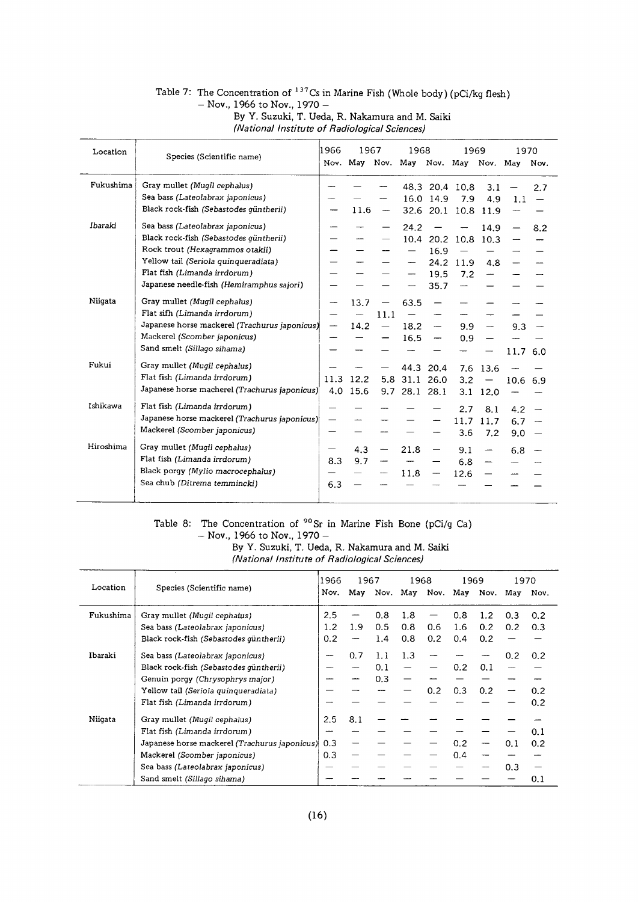Table 7: The Concentration of $^{137}Cs$ in Marine Fish (Whole body) (pCi/kg flesh)
– Nov., 1966 to Nov., 1970 –

By Y. Suzuki, T. Ueda, R. Nakamura and M. Saiki
*(National Institute of Radiological Sciences)*

| Location | Species (Scientific name) | 1966 | 1967 | | 1968 | | 1969 | | 1970 | |
|---|---|---|---|---|---|---|---|---|---|---|
| | | Nov. | May | Nov. | May | Nov. | May | Nov. | May | Nov. |
| Fukushima | Gray mullet (*Mugil cephalus*) | — | — | — | 48.3 | 20.4 | 10.8 | 3.1 | — | 2.7 |
| | Sea bass (*Lateolabrax japonicus*) | — | — | — | 16.0 | 14.9 | 7.9 | 4.9 | 1.1 | — |
| | Black rock-fish (*Sebastodes güntherii*) | — | 11.6 | — | 32.6 | 20.1 | 10.8 | 11.9 | — | — |
| *Ibaraki* | Sea bass (*Lateolabrax japonicus*) | — | — | — | 24.2 | — | — | 14.9 | — | 8.2 |
| | Black rock-fish (*Sebastodes güntherii*) | — | — | — | 10.4 | 20.2 | 10.8 | 10.3 | — | — |
| | Rock trout (*Hexagrammos otakii*) | — | — | — | — | 16.9 | — | — | — | — |
| | Yellow tail (*Seriola quinqueradiata*) | — | — | — | — | 24.2 | 11.9 | 4.8 | — | — |
| | Flat fish (*Limanda irrdorum*) | — | — | — | — | 19.5 | 7.2 | — | — | — |
| | Japanese needle-fish (*Hemiramphus sajori*) | — | — | — | — | 35.7 | — | — | — | — |
| Niigata | Gray mullet (*Mugil cephalus*) | — | 13.7 | — | 63.5 | — | — | — | — | — |
| | Flat sifh (*Limanda irrdorum*) | — | — | 11.1 | — | — | — | — | — | — |
| | Japanese horse mackerel (*Trachurus japonicus*) | — | 14.2 | — | 18.2 | — | 9.9 | — | 9.3 | — |
| | Mackerel (*Scomber japonicus*) | — | — | — | 16.5 | — | 0.9 | — | — | — |
| | Sand smelt (*Sillago sihama*) | — | — | — | — | — | — | — | 11.7 | 6.0 |
| Fukui | Gray mullet (*Mugil cephalus*) | — | — | — | 44.3 | 20.4 | 7.6 | 13.6 | — | — |
| | Flat fish (*Limanda irrdorum*) | 11.3 | 12.2 | 5.8 | 31.1 | 26.0 | 3.2 | — | 10.6 | 6.9 |
| | Japanese horse macherel (*Trachurus japonicus*) | 4.0 | 15.6 | 9.7 | 28.1 | 28.1 | 3.1 | 12.0 | — | — |
| Ishikawa | Flat fish (*Limanda irrdorum*) | — | — | — | — | — | 2.7 | 8.1 | 4.2 | — |
| | Japanese horse mackerel (*Trachurus japonicus*) | — | — | — | — | — | 11.7 | 11.7 | 6.7 | — |
| | Mackerel (*Scomber japonicus*) | — | — | — | — | — | 3.6 | 7.2 | 9.0 | — |
| Hiroshima | Gray mullet (*Mugil cephalus*) | — | 4.3 | — | 21.8 | — | 9.1 | — | 6.8 | — |
| | Flat fish (*Limanda irrdorum*) | 8.3 | 9.7 | — | — | — | 6.8 | — | — | — |
| | Black porgy (*Mylio macrocephalus*) | — | — | — | 11.8 | — | 12.6 | — | — | — |
| | Sea chub (*Ditrema temmincki*) | 6.3 | — | — | — | — | — | — | — | — |

Table 8: The Concentration of $^{90}Sr$ in Marine Fish Bone (pCi/g Ca)
– Nov., 1966 to Nov., 1970 –

By Y. Suzuki, T. Ueda, R. Nakamura and M. Saiki
*(National Institute of Radiological Sciences)*

| Location | Species (Scientific name) | 1966 | 1967 | | 1968 | | 1969 | | 1970 | |
|---|---|---|---|---|---|---|---|---|---|---|
| | | Nov. | May | Nov. | May | Nov. | May | Nov. | May | Nov. |
| Fukushima | Gray mullet (*Mugil cephalus*) | 2.5 | — | 0.8 | 1.8 | — | 0.8 | 1.2 | 0.3 | 0.2 |
| | Sea bass (*Lateolabrax japonicus*) | 1.2 | 1.9 | 0.5 | 0.8 | 0.6 | 1.6 | 0.2 | 0.2 | 0.3 |
| | Black rock-fish (*Sebastodes güntherii*) | 0.2 | — | 1.4 | 0.8 | 0.2 | 0.4 | 0.2 | — | — |
| Ibaraki | Sea bass (*Lateolabrax japonicus*) | — | 0.7 | 1.1 | 1.3 | — | — | — | 0.2 | 0.2 |
| | Black rock-fish (*Sebastodes güntherii*) | — | — | 0.1 | — | — | 0.2 | 0.1 | — | — |
| | Genuin porgy (*Chrysophrys major*) | — | — | 0.3 | — | — | — | — | — | — |
| | Yellow tail (*Seriola quinqueradiata*) | — | — | — | — | 0.2 | 0.3 | 0.2 | — | 0.2 |
| | Flat fish (*Limanda irrdorum*) | — | — | — | — | — | — | — | — | 0.2 |
| Niigata | Gray mullet (*Mugil cephalus*) | 2.5 | 8.1 | — | — | — | — | — | — | — |
| | Flat fish (*Limanda irrdorum*) | — | — | — | — | — | — | — | — | 0.1 |
| | Japanese horse mackerel (*Trachurus japonicus*) | 0.3 | — | — | — | — | 0.2 | — | 0.1 | 0.2 |
| | Mackerel (*Scomber japonicus*) | 0.3 | — | — | — | — | 0.4 | — | — | — |
| | Sea bass (*Lateolabrax japonicus*) | — | — | — | — | — | — | — | 0.3 | — |
| | Sand smelt (*Sillago sihama*) | — | — | — | — | — | — | — | — | 0.1 |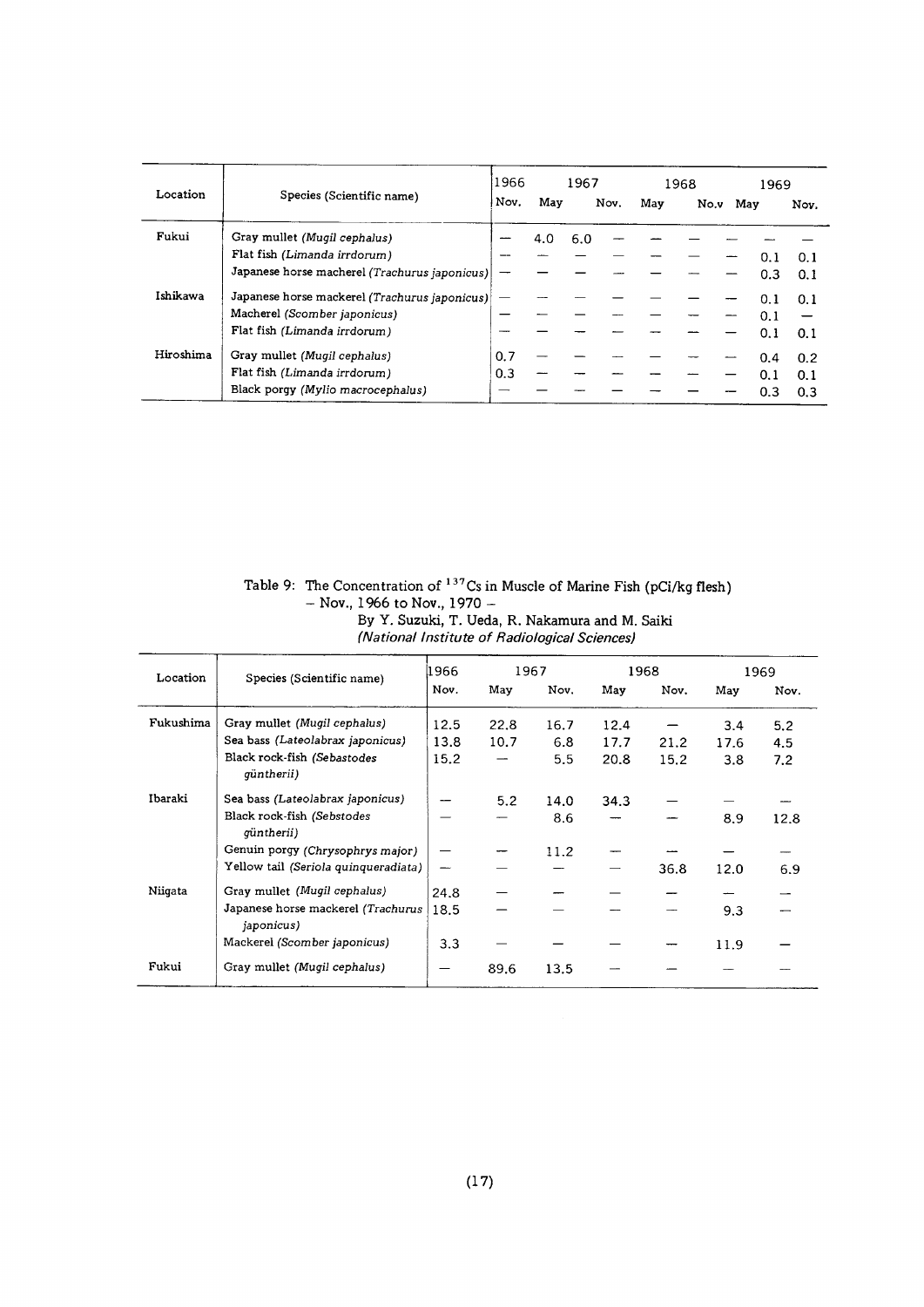| Location | Species (Scientific name) | 1966 | | 1967 | | | 1968 | | | 1969 |
|---|---|---|---|---|---|---|---|---|---|---|
| | | Nov. | May | | Nov. | May | | No.v | May | Nov. |
| Fukui | Gray mullet *(Mugil cephalus)* | — | 4.0 | 6.0 | — | — | — | — | — | — |
| | Flat fish *(Limanda irrdorum)* | — | — | — | — | — | — | — | 0.1 | 0.1 |
| | Japanese horse macherel *(Trachurus japonicus)* | — | — | — | — | — | — | — | 0.3 | 0.1 |
| Ishikawa | Japanese horse mackerel *(Trachurus japonicus)* | — | — | — | — | — | — | — | 0.1 | 0.1 |
| | Macherel *(Scomber japonicus)* | — | — | — | — | — | — | — | 0.1 | — |
| | Flat fish *(Limanda irrdorum)* | — | — | — | — | — | — | — | 0.1 | 0.1 |
| Hiroshima | Gray mullet *(Mugil cephalus)* | 0.7 | — | — | — | — | — | — | 0.4 | 0.2 |
| | Flat fish *(Limanda irrdorum)* | 0.3 | — | — | — | — | — | — | 0.1 | 0.1 |
| | Black porgy *(Mylio macrocephalus)* | — | — | — | — | — | — | — | 0.3 | 0.3 |

Table 9: The Concentration of $^{137}Cs$ in Muscle of Marine Fish (pCi/kg flesh)
– Nov., 1966 to Nov., 1970 –

By Y. Suzuki, T. Ueda, R. Nakamura and M. Saiki
*(National Institute of Radiological Sciences)*

| Location | Species (Scientific name) | 1966 | 1967 | | 1968 | | 1969 | |
|---|---|---|---|---|---|---|---|---|
| | | Nov. | May | Nov. | May | Nov. | May | Nov. |
| Fukushima | Gray mullet *(Mugil cephalus)* | 12.5 | 22.8 | 16.7 | 12.4 | — | 3.4 | 5.2 |
| | Sea bass *(Lateolabrax japonicus)* | 13.8 | 10.7 | 6.8 | 17.7 | 21.2 | 17.6 | 4.5 |
| | Black rock-fish *(Sebastodes güntherii)* | 15.2 | — | 5.5 | 20.8 | 15.2 | 3.8 | 7.2 |
| Ibaraki | Sea bass *(Lateolabrax japonicus)* | — | 5.2 | 14.0 | 34.3 | — | — | — |
| | Black rock-fish *(Sebstodes güntherii)* | — | — | 8.6 | — | — | 8.9 | 12.8 |
| | Genuin porgy *(Chrysophrys major)* | — | — | 11.2 | — | — | — | — |
| | Yellow tail *(Seriola quinqueradiata)* | — | — | — | — | 36.8 | 12.0 | 6.9 |
| Niigata | Gray mullet *(Mugil cephalus)* | 24.8 | — | — | — | — | — | — |
| | Japanese horse mackerel *(Trachurus japonicus)* | 18.5 | — | — | — | — | 9.3 | — |
| | Mackerel *(Scomber japonicus)* | 3.3 | — | — | — | — | 11.9 | — |
| Fukui | Gray mullet *(Mugil cephalus)* | — | 89.6 | 13.5 | — | — | — | — |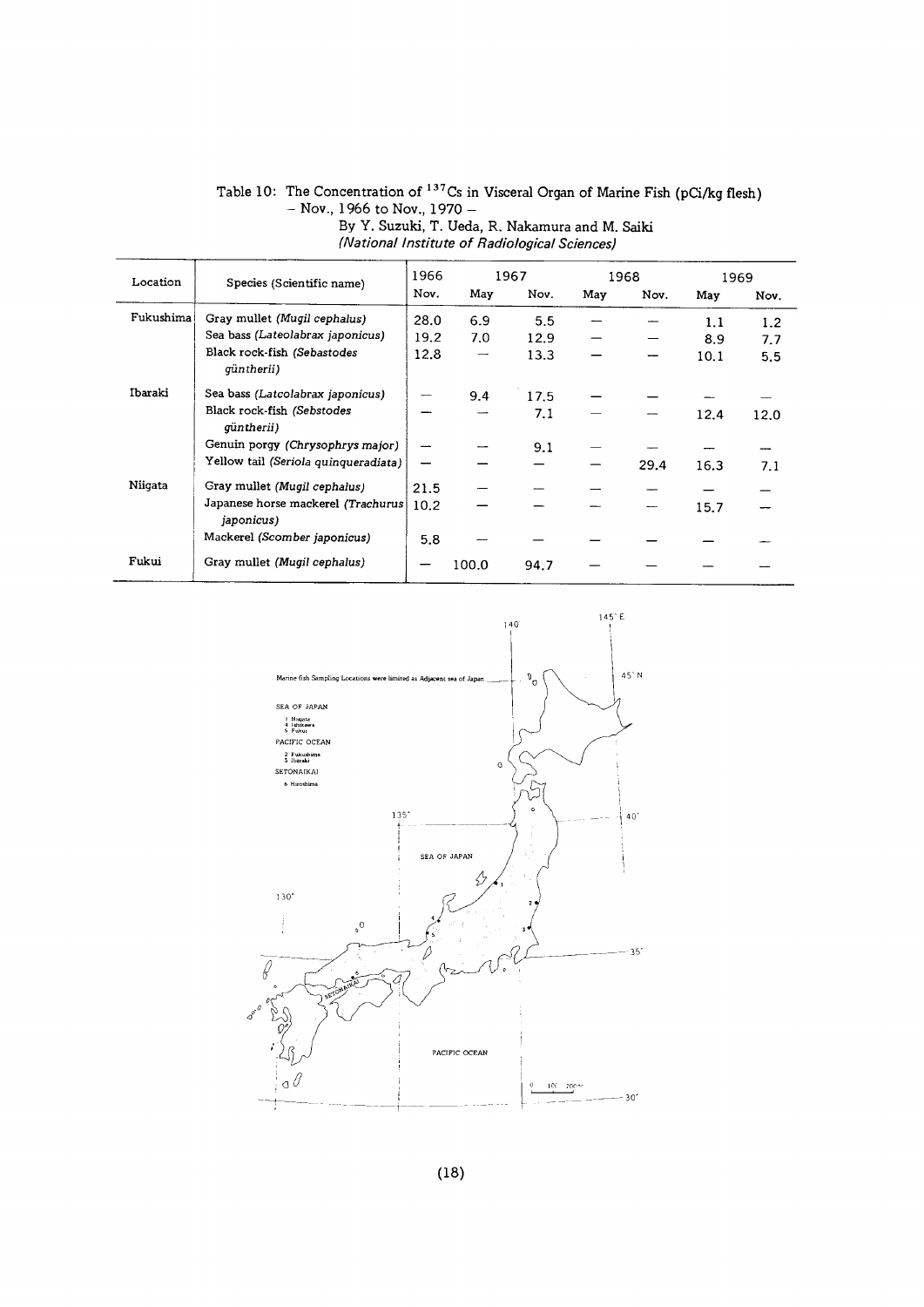Table 10: The Concentration of $^{137}Cs$ in Visceral Organ of Marine Fish (pCi/kg flesh)
– Nov., 1966 to Nov., 1970 –

By Y. Suzuki, T. Ueda, R. Nakamura and M. Saiki
*(National Institute of Radiological Sciences)*

| Location | Species (Scientific name) | 1966 | 1967 | | 1968 | | 1969 | |
|---|---|---|---|---|---|---|---|---|
| | | Nov. | May | Nov. | May | Nov. | May | Nov. |
| Fukushima | Gray mullet *(Mugil cephalus)* | 28.0 | 6.9 | 5.5 | — | — | 1.1 | 1.2 |
| | Sea bass *(Lateolabrax japonicus)* | 19.2 | 7.0 | 12.9 | — | — | 8.9 | 7.7 |
| | Black rock-fish *(Sebastodes güntherii)* | 12.8 | — | 13.3 | — | — | 10.1 | 5.5 |
| Ibaraki | Sea bass *(Latcolabrax japonicus)* | — | 9.4 | 17.5 | — | — | — | — |
| | Black rock-fish *(Sebstodes güntherii)* | — | — | 7.1 | — | — | 12.4 | 12.0 |
| | Genuin porgy *(Chrysophrys major)* | — | — | 9.1 | — | — | — | — |
| | Yellow tail *(Seriola quinqueradiata)* | — | — | — | — | 29.4 | 16.3 | 7.1 |
| Niigata | Gray mullet *(Mugil cephalus)* | 21.5 | — | — | — | — | — | — |
| | Japanese horse mackerel *(Trachurus japonicus)* | 10.2 | — | — | — | — | 15.7 | — |
| | Mackerel *(Scomber japonicus)* | 5.8 | — | — | — | — | — | — |
| Fukui | Gray mullet *(Mugil cephalus)* | — | 100.0 | 94.7 | — | — | — | — |

Marine fish Sampling Locations were limited as Adjacent sea of Japan

SEA OF JAPAN
1 Niigata
4 Ishikawa
5 Fukui

PACIFIC OCEAN
2 Fukushima
3 Ibaraki

SETONAIKAI
6 Hiroshima

140
145° E
45° N
40°
135°
130°
35°
30°
SEA OF JAPAN
SETONAIKAI
PACIFIC OCEAN
0 100 200